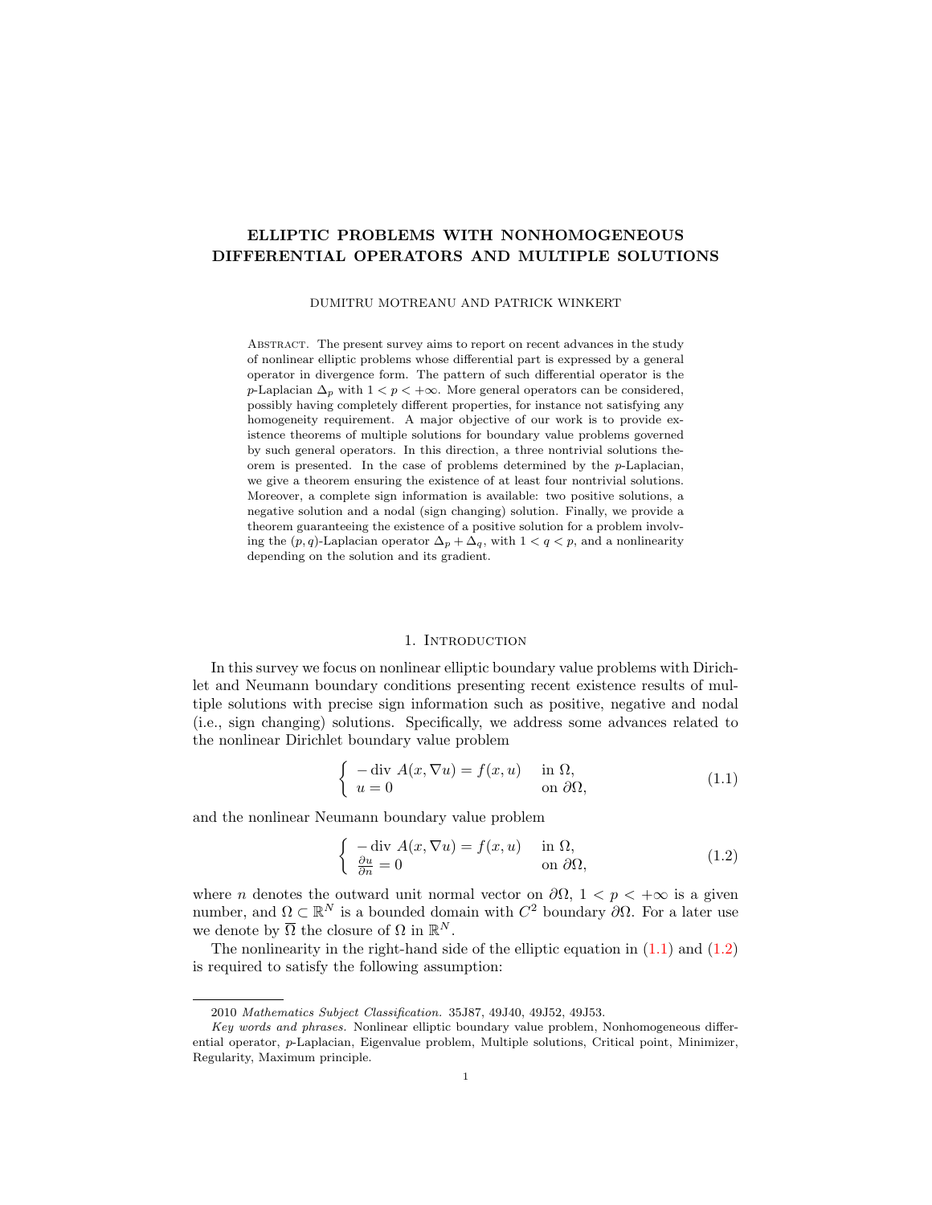# ELLIPTIC PROBLEMS WITH NONHOMOGENEOUS DIFFERENTIAL OPERATORS AND MULTIPLE SOLUTIONS

DUMITRU MOTREANU AND PATRICK WINKERT

Abstract. The present survey aims to report on recent advances in the study of nonlinear elliptic problems whose differential part is expressed by a general operator in divergence form. The pattern of such differential operator is the $p$-Laplacian $\Delta_p$ with $1 < p < +\infty$. More general operators can be considered, possibly having completely different properties, for instance not satisfying any homogeneity requirement. A major objective of our work is to provide existence theorems of multiple solutions for boundary value problems governed by such general operators. In this direction, a three nontrivial solutions theorem is presented. In the case of problems determined by the $p$-Laplacian, we give a theorem ensuring the existence of at least four nontrivial solutions. Moreover, a complete sign information is available: two positive solutions, a negative solution and a nodal (sign changing) solution. Finally, we provide a theorem guaranteeing the existence of a positive solution for a problem involving the $(p,q)$-Laplacian operator $\Delta_p + \Delta_q$, with $1 < q < p$, and a nonlinearity depending on the solution and its gradient.

## 1. Introduction

In this survey we focus on nonlinear elliptic boundary value problems with Dirichlet and Neumann boundary conditions presenting recent existence results of multiple solutions with precise sign information such as positive, negative and nodal (i.e., sign changing) solutions. Specifically, we address some advances related to the nonlinear Dirichlet boundary value problem

$$
\begin{cases} -\operatorname{div} A(x,\nabla u) = f(x,u) & \text{in } \Omega, \\ u = 0 & \text{on } \partial\Omega, \end{cases} \tag{1.1}
$$

and the nonlinear Neumann boundary value problem

$$
\begin{cases} -\operatorname{div} A(x,\nabla u) = f(x,u) & \text{in } \Omega, \\ \frac{\partial u}{\partial n} = 0 & \text{on } \partial\Omega, \end{cases} \tag{1.2}
$$

where $n$ denotes the outward unit normal vector on $\partial\Omega$, $1 < p < +\infty$ is a given number, and $\Omega \subset \mathbb{R}^N$ is a bounded domain with $C^2$ boundary $\partial\Omega$. For a later use we denote by $\overline{\Omega}$ the closure of $\Omega$ in $\mathbb{R}^N$.

The nonlinearity in the right-hand side of the elliptic equation in (1.1) and (1.2) is required to satisfy the following assumption:

---

2010 *Mathematics Subject Classification.* 35J87, 49J40, 49J52, 49J53.

*Key words and phrases.* Nonlinear elliptic boundary value problem, Nonhomogeneous differential operator, $p$-Laplacian, Eigenvalue problem, Multiple solutions, Critical point, Minimizer, Regularity, Maximum principle.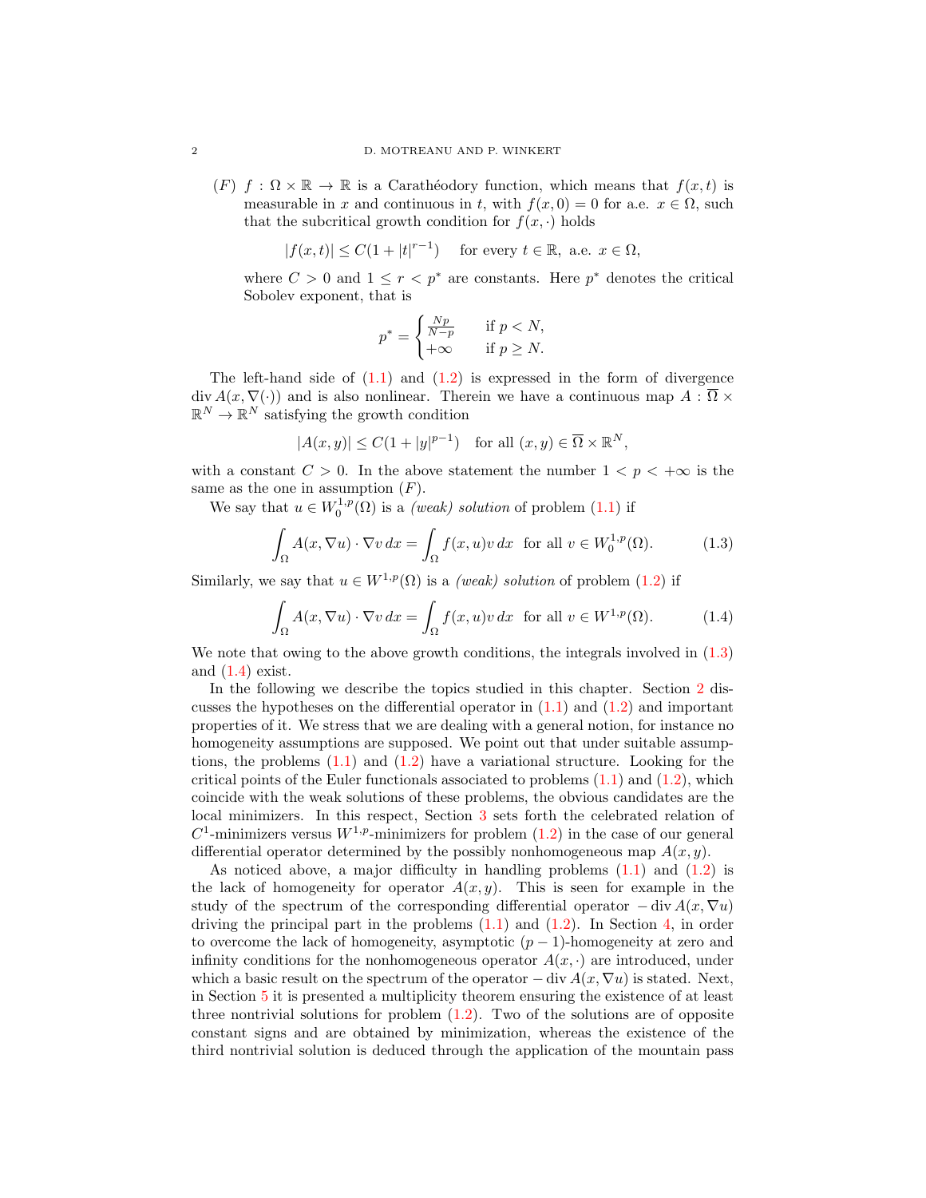(F) $f : \Omega \times \mathbb{R} \to \mathbb{R}$ is a Carathéodory function, which means that $f(x,t)$ is measurable in $x$ and continuous in $t$, with $f(x,0) = 0$ for a.e. $x \in \Omega$, such that the subcritical growth condition for $f(x,\cdot)$ holds

$$|f(x,t)| \leq C(1 + |t|^{r-1}) \quad \text{for every } t \in \mathbb{R}, \text{ a.e. } x \in \Omega,$$

where $C > 0$ and $1 \leq r < p^*$ are constants. Here $p^*$ denotes the critical Sobolev exponent, that is

$$p^* = \begin{cases} \frac{Np}{N-p} & \text{if } p < N, \\ +\infty & \text{if } p \geq N. \end{cases}$$

The left-hand side of (1.1) and (1.2) is expressed in the form of divergence $\operatorname{div} A(x, \nabla(\cdot))$ and is also nonlinear. Therein we have a continuous map $A : \overline{\Omega} \times \mathbb{R}^N \to \mathbb{R}^N$ satisfying the growth condition

$$|A(x,y)| \leq C(1 + |y|^{p-1}) \quad \text{for all } (x,y) \in \overline{\Omega} \times \mathbb{R}^N,$$

with a constant $C > 0$. In the above statement the number $1 < p < +\infty$ is the same as the one in assumption (F).

We say that $u \in W_0^{1,p}(\Omega)$ is a *(weak) solution* of problem (1.1) if

$$\int_\Omega A(x, \nabla u) \cdot \nabla v \, dx = \int_\Omega f(x,u) v \, dx \quad \text{for all } v \in W_0^{1,p}(\Omega). \tag{1.3}$$

Similarly, we say that $u \in W^{1,p}(\Omega)$ is a *(weak) solution* of problem (1.2) if

$$\int_\Omega A(x, \nabla u) \cdot \nabla v \, dx = \int_\Omega f(x,u) v \, dx \quad \text{for all } v \in W^{1,p}(\Omega). \tag{1.4}$$

We note that owing to the above growth conditions, the integrals involved in (1.3) and (1.4) exist.

In the following we describe the topics studied in this chapter. Section 2 discusses the hypotheses on the differential operator in (1.1) and (1.2) and important properties of it. We stress that we are dealing with a general notion, for instance no homogeneity assumptions are supposed. We point out that under suitable assumptions, the problems (1.1) and (1.2) have a variational structure. Looking for the critical points of the Euler functionals associated to problems (1.1) and (1.2), which coincide with the weak solutions of these problems, the obvious candidates are the local minimizers. In this respect, Section 3 sets forth the celebrated relation of $C^1$-minimizers versus $W^{1,p}$-minimizers for problem (1.2) in the case of our general differential operator determined by the possibly nonhomogeneous map $A(x,y)$.

As noticed above, a major difficulty in handling problems (1.1) and (1.2) is the lack of homogeneity for operator $A(x,y)$. This is seen for example in the study of the spectrum of the corresponding differential operator $-\operatorname{div} A(x, \nabla u)$ driving the principal part in the problems (1.1) and (1.2). In Section 4, in order to overcome the lack of homogeneity, asymptotic $(p-1)$-homogeneity at zero and infinity conditions for the nonhomogeneous operator $A(x,\cdot)$ are introduced, under which a basic result on the spectrum of the operator $-\operatorname{div} A(x, \nabla u)$ is stated. Next, in Section 5 it is presented a multiplicity theorem ensuring the existence of at least three nontrivial solutions for problem (1.2). Two of the solutions are of opposite constant signs and are obtained by minimization, whereas the existence of the third nontrivial solution is deduced through the application of the mountain pass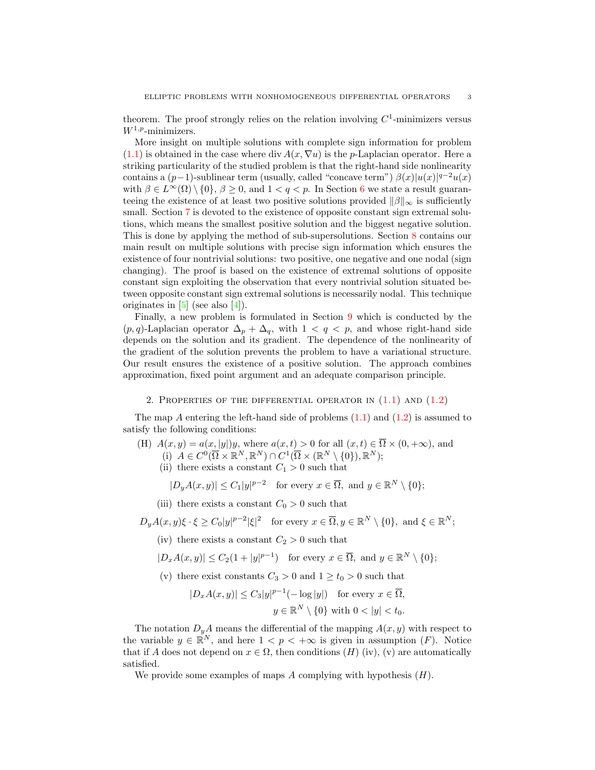theorem. The proof strongly relies on the relation involving $C^1$-minimizers versus $W^{1,p}$-minimizers.

More insight on multiple solutions with complete sign information for problem (1.1) is obtained in the case where div $A(x, \nabla u)$ is the $p$-Laplacian operator. Here a striking particularity of the studied problem is that the right-hand side nonlinearity contains a $(p-1)$-sublinear term (usually, called "concave term") $\beta(x)|u(x)|^{q-2}u(x)$ with $\beta \in L^\infty(\Omega) \setminus \{0\}$, $\beta \geq 0$, and $1 < q < p$. In Section 6 we state a result guaranteeing the existence of at least two positive solutions provided $\|\beta\|_\infty$ is sufficiently small. Section 7 is devoted to the existence of opposite constant sign extremal solutions, which means the smallest positive solution and the biggest negative solution. This is done by applying the method of sub-supersolutions. Section 8 contains our main result on multiple solutions with precise sign information which ensures the existence of four nontrivial solutions: two positive, one negative and one nodal (sign changing). The proof is based on the existence of extremal solutions of opposite constant sign exploiting the observation that every nontrivial solution situated between opposite constant sign extremal solutions is necessarily nodal. This technique originates in [5] (see also [4]).

Finally, a new problem is formulated in Section 9 which is conducted by the $(p, q)$-Laplacian operator $\Delta_p + \Delta_q$, with $1 < q < p$, and whose right-hand side depends on the solution and its gradient. The dependence of the nonlinearity of the gradient of the solution prevents the problem to have a variational structure. Our result ensures the existence of a positive solution. The approach combines approximation, fixed point argument and an adequate comparison principle.

## 2. Properties of the differential operator in (1.1) and (1.2)

The map $A$ entering the left-hand side of problems (1.1) and (1.2) is assumed to satisfy the following conditions:

(H) $A(x, y) = a(x, |y|)y$, where $a(x, t) > 0$ for all $(x, t) \in \overline{\Omega} \times (0, +\infty)$, and

- (i) $A \in C^0(\overline{\Omega} \times \mathbb{R}^N, \mathbb{R}^N) \cap C^1(\overline{\Omega} \times (\mathbb{R}^N \setminus \{0\}), \mathbb{R}^N)$;
- (ii) there exists a constant $C_1 > 0$ such that
$$|D_y A(x, y)| \leq C_1 |y|^{p-2} \quad \text{for every } x \in \overline{\Omega}, \text{ and } y \in \mathbb{R}^N \setminus \{0\};$$
- (iii) there exists a constant $C_0 > 0$ such that
$$D_y A(x, y)\xi \cdot \xi \geq C_0 |y|^{p-2} |\xi|^2 \quad \text{for every } x \in \overline{\Omega}, y \in \mathbb{R}^N \setminus \{0\}, \text{ and } \xi \in \mathbb{R}^N;$$
- (iv) there exists a constant $C_2 > 0$ such that
$$|D_x A(x, y)| \leq C_2(1 + |y|^{p-1}) \quad \text{for every } x \in \overline{\Omega}, \text{ and } y \in \mathbb{R}^N \setminus \{0\};$$
- (v) there exist constants $C_3 > 0$ and $1 \geq t_0 > 0$ such that
$$|D_x A(x, y)| \leq C_3 |y|^{p-1}(-\log |y|) \quad \text{for every } x \in \overline{\Omega},$$
$$y \in \mathbb{R}^N \setminus \{0\} \text{ with } 0 < |y| < t_0.$$

The notation $D_y A$ means the differential of the mapping $A(x, y)$ with respect to the variable $y \in \mathbb{R}^N$, and here $1 < p < +\infty$ is given in assumption $(F)$. Notice that if $A$ does not depend on $x \in \Omega$, then conditions $(H)$ (iv), (v) are automatically satisfied.

We provide some examples of maps $A$ complying with hypothesis $(H)$.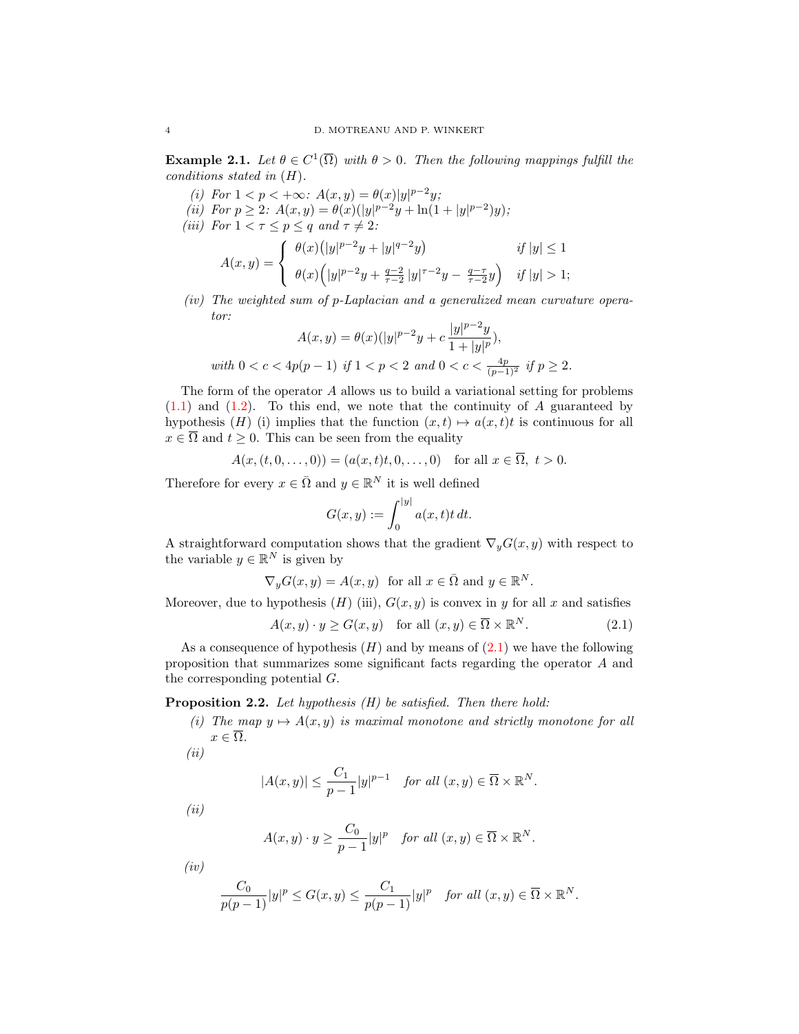**Example 2.1.** *Let $\theta \in C^1(\overline{\Omega})$ with $\theta > 0$. Then the following mappings fulfill the conditions stated in $(H)$.*

*(i) For $1 < p < +\infty$: $A(x, y) = \theta(x)|y|^{p-2}y$;*

*(ii) For $p \geq 2$: $A(x, y) = \theta(x)(|y|^{p-2}y + \ln(1 + |y|^{p-2})y)$;*

*(iii) For $1 < \tau \leq p \leq q$ and $\tau \neq 2$:*

$$
A(x, y) = \begin{cases} \theta(x)\big(|y|^{p-2}y + |y|^{q-2}y\big) & \text{if } |y| \leq 1 \\ \theta(x)\Big(|y|^{p-2}y + \frac{q-2}{\tau-2}\,|y|^{\tau-2}y - \frac{q-\tau}{\tau-2}y\Big) & \text{if } |y| > 1; \end{cases}
$$

*(iv) The weighted sum of p-Laplacian and a generalized mean curvature operator:*

$$
A(x, y) = \theta(x)(|y|^{p-2}y + c\,\frac{|y|^{p-2}y}{1 + |y|^p}),
$$

*with $0 < c < 4p(p-1)$ if $1 < p < 2$ and $0 < c < \frac{4p}{(p-1)^2}$ if $p \geq 2$.*

The form of the operator $A$ allows us to build a variational setting for problems (1.1) and (1.2). To this end, we note that the continuity of $A$ guaranteed by hypothesis $(H)$ (i) implies that the function $(x, t) \mapsto a(x, t)t$ is continuous for all $x \in \overline{\Omega}$ and $t \geq 0$. This can be seen from the equality

$$
A(x, (t, 0, \dots, 0)) = (a(x, t)t, 0, \dots, 0) \quad \text{for all } x \in \overline{\Omega},\ t > 0.
$$

Therefore for every $x \in \bar{\Omega}$ and $y \in \mathbb{R}^N$ it is well defined

$$
G(x, y) := \int_0^{|y|} a(x, t)t\,dt.
$$

A straightforward computation shows that the gradient $\nabla_y G(x, y)$ with respect to the variable $y \in \mathbb{R}^N$ is given by

$$
\nabla_y G(x, y) = A(x, y) \quad \text{for all } x \in \bar{\Omega} \text{ and } y \in \mathbb{R}^N.
$$

Moreover, due to hypothesis $(H)$ (iii), $G(x, y)$ is convex in $y$ for all $x$ and satisfies

$$
A(x, y) \cdot y \geq G(x, y) \quad \text{for all } (x, y) \in \overline{\Omega} \times \mathbb{R}^N. \tag{2.1}
$$

As a consequence of hypothesis $(H)$ and by means of (2.1) we have the following proposition that summarizes some significant facts regarding the operator $A$ and the corresponding potential $G$.

**Proposition 2.2.** *Let hypothesis (H) be satisfied. Then there hold:*

*(i) The map $y \mapsto A(x, y)$ is maximal monotone and strictly monotone for all $x \in \overline{\Omega}$.*

*(ii)*

$$
|A(x, y)| \leq \frac{C_1}{p-1}|y|^{p-1} \quad \text{for all } (x, y) \in \overline{\Omega} \times \mathbb{R}^N.
$$

*(ii)*

$$
A(x, y) \cdot y \geq \frac{C_0}{p-1}|y|^p \quad \text{for all } (x, y) \in \overline{\Omega} \times \mathbb{R}^N.
$$

*(iv)*

$$
\frac{C_0}{p(p-1)}|y|^p \leq G(x, y) \leq \frac{C_1}{p(p-1)}|y|^p \quad \text{for all } (x, y) \in \overline{\Omega} \times \mathbb{R}^N.
$$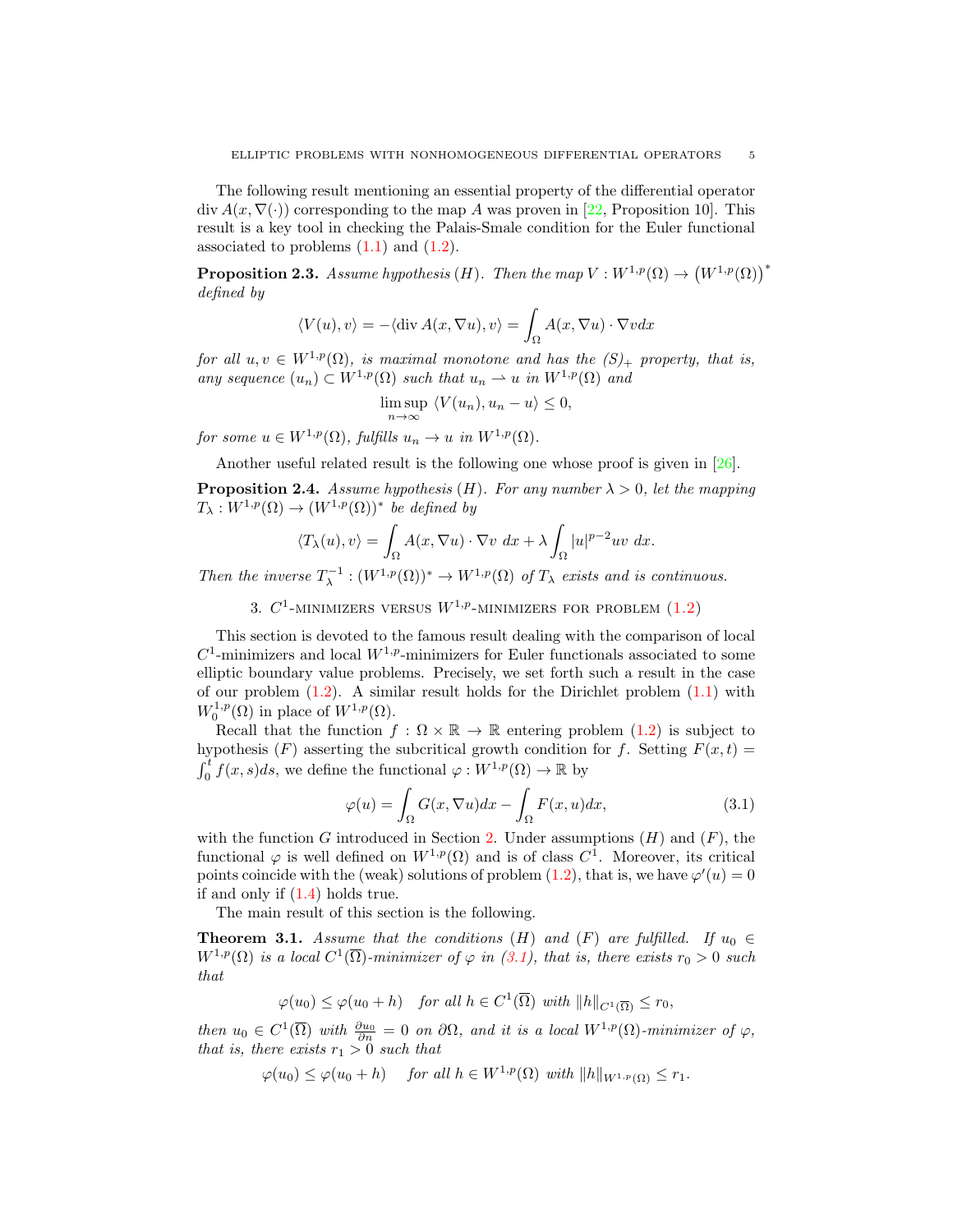The following result mentioning an essential property of the differential operator $\operatorname{div} A(x, \nabla(\cdot))$ corresponding to the map $A$ was proven in [22, Proposition 10]. This result is a key tool in checking the Palais-Smale condition for the Euler functional associated to problems (1.1) and (1.2).

**Proposition 2.3.** *Assume hypothesis $(H)$. Then the map $V : W^{1,p}(\Omega) \to \left(W^{1,p}(\Omega)\right)^*$ defined by*

$$\langle V(u), v\rangle = -\langle \operatorname{div} A(x, \nabla u), v\rangle = \int_\Omega A(x, \nabla u) \cdot \nabla v dx$$

*for all $u, v \in W^{1,p}(\Omega)$, is maximal monotone and has the $(S)_+$ property, that is, any sequence $(u_n) \subset W^{1,p}(\Omega)$ such that $u_n \rightharpoonup u$ in $W^{1,p}(\Omega)$ and*

$$\limsup_{n\to\infty} \langle V(u_n), u_n - u\rangle \le 0,$$

*for some $u \in W^{1,p}(\Omega)$, fulfills $u_n \to u$ in $W^{1,p}(\Omega)$.*

Another useful related result is the following one whose proof is given in [26].

**Proposition 2.4.** *Assume hypothesis $(H)$. For any number $\lambda > 0$, let the mapping $T_\lambda : W^{1,p}(\Omega) \to (W^{1,p}(\Omega))^*$ be defined by*

$$\langle T_\lambda(u), v\rangle = \int_\Omega A(x, \nabla u) \cdot \nabla v \ dx + \lambda \int_\Omega |u|^{p-2} uv \ dx.$$

*Then the inverse $T_\lambda^{-1} : (W^{1,p}(\Omega))^* \to W^{1,p}(\Omega)$ of $T_\lambda$ exists and is continuous.*

## 3. $C^1$-minimizers versus $W^{1,p}$-minimizers for problem (1.2)

This section is devoted to the famous result dealing with the comparison of local $C^1$-minimizers and local $W^{1,p}$-minimizers for Euler functionals associated to some elliptic boundary value problems. Precisely, we set forth such a result in the case of our problem (1.2). A similar result holds for the Dirichlet problem (1.1) with $W_0^{1,p}(\Omega)$ in place of $W^{1,p}(\Omega)$.

Recall that the function $f : \Omega \times \mathbb{R} \to \mathbb{R}$ entering problem (1.2) is subject to hypothesis $(F)$ asserting the subcritical growth condition for $f$. Setting $F(x,t) = \int_0^t f(x,s)ds$, we define the functional $\varphi : W^{1,p}(\Omega) \to \mathbb{R}$ by

$$\varphi(u) = \int_\Omega G(x, \nabla u) dx - \int_\Omega F(x, u) dx, \tag{3.1}$$

with the function $G$ introduced in Section 2. Under assumptions $(H)$ and $(F)$, the functional $\varphi$ is well defined on $W^{1,p}(\Omega)$ and is of class $C^1$. Moreover, its critical points coincide with the (weak) solutions of problem (1.2), that is, we have $\varphi'(u) = 0$ if and only if (1.4) holds true.

The main result of this section is the following.

**Theorem 3.1.** *Assume that the conditions $(H)$ and $(F)$ are fulfilled. If $u_0 \in W^{1,p}(\Omega)$ is a local $C^1(\overline{\Omega})$-minimizer of $\varphi$ in (3.1), that is, there exists $r_0 > 0$ such that*

$$\varphi(u_0) \le \varphi(u_0 + h) \quad \text{for all } h \in C^1(\overline{\Omega}) \text{ with } \|h\|_{C^1(\overline{\Omega})} \le r_0,$$

*then $u_0 \in C^1(\overline{\Omega})$ with $\frac{\partial u_0}{\partial n} = 0$ on $\partial\Omega$, and it is a local $W^{1,p}(\Omega)$-minimizer of $\varphi$, that is, there exists $r_1 > 0$ such that*

$$\varphi(u_0) \le \varphi(u_0 + h) \quad \text{for all } h \in W^{1,p}(\Omega) \text{ with } \|h\|_{W^{1,p}(\Omega)} \le r_1.$$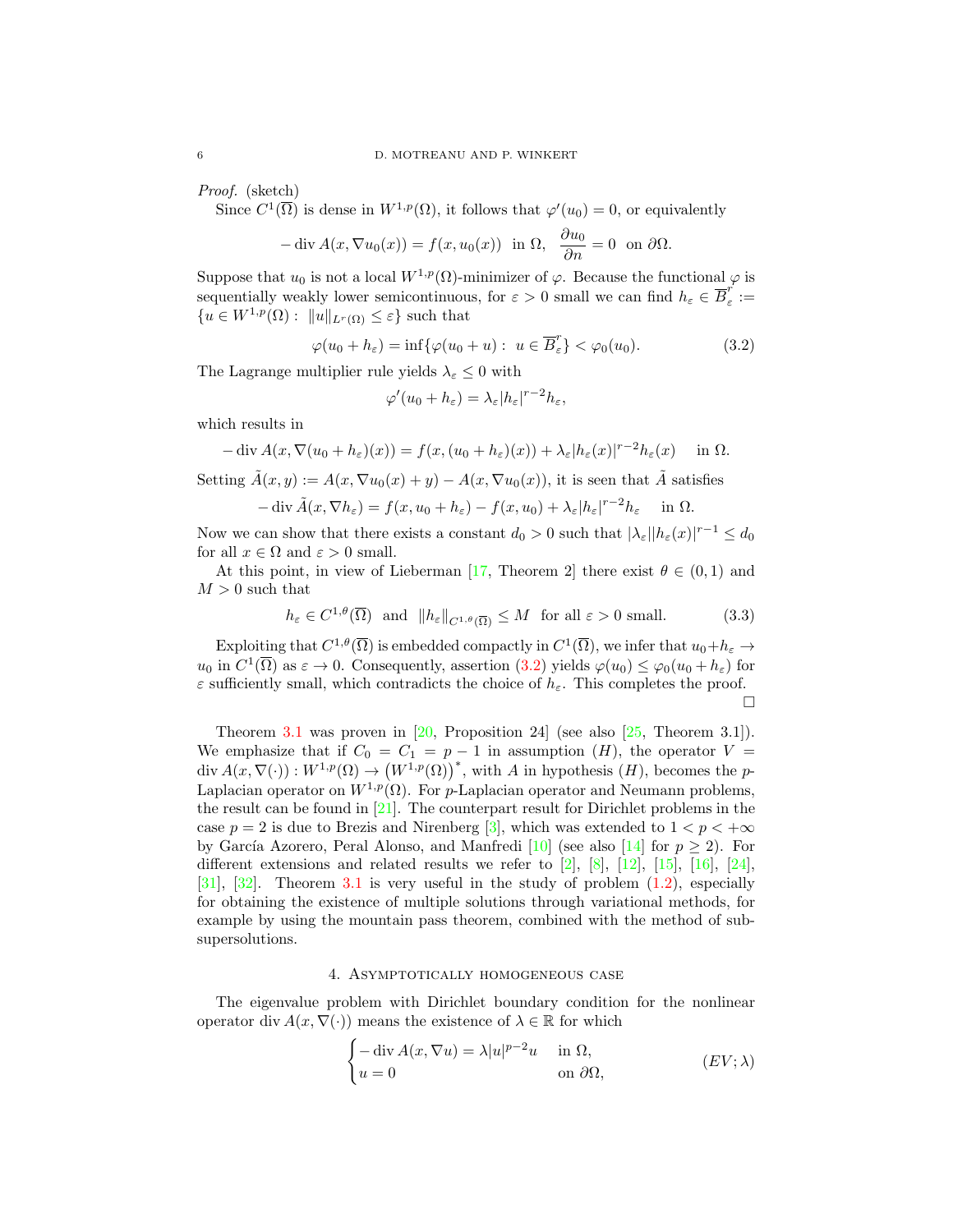*Proof.* (sketch)

Since $C^1(\overline{\Omega})$ is dense in $W^{1,p}(\Omega)$, it follows that $\varphi'(u_0) = 0$, or equivalently

$$-\operatorname{div} A(x, \nabla u_0(x)) = f(x, u_0(x)) \text{ in } \Omega, \quad \frac{\partial u_0}{\partial n} = 0 \text{ on } \partial\Omega.$$

Suppose that $u_0$ is not a local $W^{1,p}(\Omega)$-minimizer of $\varphi$. Because the functional $\varphi$ is sequentially weakly lower semicontinuous, for $\varepsilon > 0$ small we can find $h_\varepsilon \in \overline{B}_\varepsilon^r := \{u \in W^{1,p}(\Omega) : \|u\|_{L^r(\Omega)} \le \varepsilon\}$ such that

$$\varphi(u_0 + h_\varepsilon) = \inf\{\varphi(u_0 + u) : u \in \overline{B}_\varepsilon^r\} < \varphi_0(u_0). \tag{3.2}$$

The Lagrange multiplier rule yields $\lambda_\varepsilon \le 0$ with

$$\varphi'(u_0 + h_\varepsilon) = \lambda_\varepsilon |h_\varepsilon|^{r-2} h_\varepsilon,$$

which results in

$$-\operatorname{div} A(x, \nabla(u_0 + h_\varepsilon)(x)) = f(x, (u_0 + h_\varepsilon)(x)) + \lambda_\varepsilon |h_\varepsilon(x)|^{r-2} h_\varepsilon(x) \quad \text{ in } \Omega.$$

Setting $\tilde{A}(x, y) := A(x, \nabla u_0(x) + y) - A(x, \nabla u_0(x))$, it is seen that $\tilde{A}$ satisfies

$$-\operatorname{div} \tilde{A}(x, \nabla h_\varepsilon) = f(x, u_0 + h_\varepsilon) - f(x, u_0) + \lambda_\varepsilon |h_\varepsilon|^{r-2} h_\varepsilon \quad \text{ in } \Omega.$$

Now we can show that there exists a constant $d_0 > 0$ such that $|\lambda_\varepsilon||h_\varepsilon(x)|^{r-1} \le d_0$ for all $x \in \Omega$ and $\varepsilon > 0$ small.

At this point, in view of Lieberman [17, Theorem 2] there exist $\theta \in (0, 1)$ and $M > 0$ such that

$$h_\varepsilon \in C^{1,\theta}(\overline{\Omega}) \text{ and } \|h_\varepsilon\|_{C^{1,\theta}(\overline{\Omega})} \le M \text{ for all } \varepsilon > 0 \text{ small.} \tag{3.3}$$

Exploiting that $C^{1,\theta}(\overline{\Omega})$ is embedded compactly in $C^1(\overline{\Omega})$, we infer that $u_0 + h_\varepsilon \to u_0$ in $C^1(\overline{\Omega})$ as $\varepsilon \to 0$. Consequently, assertion (3.2) yields $\varphi(u_0) \le \varphi_0(u_0 + h_\varepsilon)$ for $\varepsilon$ sufficiently small, which contradicts the choice of $h_\varepsilon$. This completes the proof. $\square$

Theorem 3.1 was proven in [20, Proposition 24] (see also [25, Theorem 3.1]). We emphasize that if $C_0 = C_1 = p - 1$ in assumption $(H)$, the operator $V = \operatorname{div} A(x, \nabla(\cdot)) : W^{1,p}(\Omega) \to \left(W^{1,p}(\Omega)\right)^*$, with $A$ in hypothesis $(H)$, becomes the $p$-Laplacian operator on $W^{1,p}(\Omega)$. For $p$-Laplacian operator and Neumann problems, the result can be found in [21]. The counterpart result for Dirichlet problems in the case $p = 2$ is due to Brezis and Nirenberg [3], which was extended to $1 < p < +\infty$ by García Azorero, Peral Alonso, and Manfredi [10] (see also [14] for $p \ge 2$). For different extensions and related results we refer to [2], [8], [12], [15], [16], [24], [31], [32]. Theorem 3.1 is very useful in the study of problem (1.2), especially for obtaining the existence of multiple solutions through variational methods, for example by using the mountain pass theorem, combined with the method of sub-supersolutions.

## 4. Asymptotically homogeneous case

The eigenvalue problem with Dirichlet boundary condition for the nonlinear operator $\operatorname{div} A(x, \nabla(\cdot))$ means the existence of $\lambda \in \mathbb{R}$ for which

$$\begin{cases} -\operatorname{div} A(x, \nabla u) = \lambda |u|^{p-2} u & \text{in } \Omega, \\ u = 0 & \text{on } \partial\Omega, \end{cases} \tag{$EV;\lambda$}$$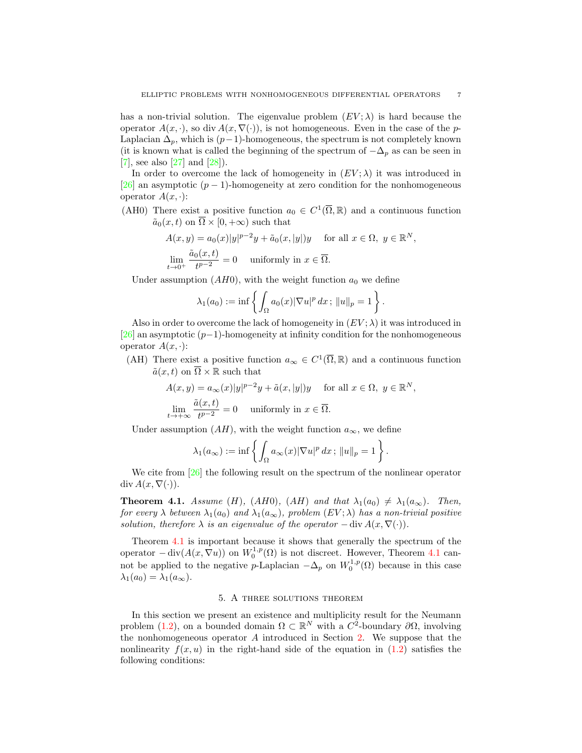has a non-trivial solution. The eigenvalue problem $(EV;\lambda)$ is hard because the operator $A(x,\cdot)$, so $\operatorname{div} A(x,\nabla(\cdot))$, is not homogeneous. Even in the case of the $p$-Laplacian $\Delta_p$, which is $(p-1)$-homogeneous, the spectrum is not completely known (it is known what is called the beginning of the spectrum of $-\Delta_p$ as can be seen in [7], see also [27] and [28]).

In order to overcome the lack of homogeneity in $(EV;\lambda)$ it was introduced in [26] an asymptotic $(p-1)$-homogeneity at zero condition for the nonhomogeneous operator $A(x,\cdot)$:

(AH0) There exist a positive function $a_0 \in C^1(\overline{\Omega},\mathbb{R})$ and a continuous function $\tilde{a}_0(x,t)$ on $\overline{\Omega}\times[0,+\infty)$ such that

$$A(x,y) = a_0(x)|y|^{p-2}y + \tilde{a}_0(x,|y|)y \quad \text{ for all } x\in\Omega,\ y\in\mathbb{R}^N,$$

$$\lim_{t\to 0^+}\frac{\tilde{a}_0(x,t)}{t^{p-2}} = 0 \quad \text{ uniformly in } x\in\overline{\Omega}.$$

Under assumption $(AH0)$, with the weight function $a_0$ we define

$$\lambda_1(a_0) := \inf\left\{\int_\Omega a_0(x)|\nabla u|^p\,dx\,;\ \|u\|_p = 1\right\}.$$

Also in order to overcome the lack of homogeneity in $(EV;\lambda)$ it was introduced in [26] an asymptotic $(p-1)$-homogeneity at infinity condition for the nonhomogeneous operator $A(x,\cdot)$:

(AH) There exist a positive function $a_\infty \in C^1(\overline{\Omega},\mathbb{R})$ and a continuous function $\tilde{a}(x,t)$ on $\overline{\Omega}\times\mathbb{R}$ such that

$$A(x,y) = a_\infty(x)|y|^{p-2}y + \tilde{a}(x,|y|)y \quad \text{ for all } x\in\Omega,\ y\in\mathbb{R}^N,$$

$$\lim_{t\to +\infty}\frac{\tilde{a}(x,t)}{t^{p-2}} = 0 \quad \text{ uniformly in } x\in\overline{\Omega}.$$

Under assumption $(AH)$, with the weight function $a_\infty$, we define

$$\lambda_1(a_\infty) := \inf\left\{\int_\Omega a_\infty(x)|\nabla u|^p\,dx\,;\ \|u\|_p = 1\right\}.$$

We cite from [26] the following result on the spectrum of the nonlinear operator $\operatorname{div} A(x,\nabla(\cdot))$.

**Theorem 4.1.** *Assume $(H)$, $(AH0)$, $(AH)$ and that $\lambda_1(a_0)\neq\lambda_1(a_\infty)$. Then, for every $\lambda$ between $\lambda_1(a_0)$ and $\lambda_1(a_\infty)$, problem $(EV;\lambda)$ has a non-trivial positive solution, therefore $\lambda$ is an eigenvalue of the operator $-\operatorname{div} A(x,\nabla(\cdot))$.*

Theorem 4.1 is important because it shows that generally the spectrum of the operator $-\operatorname{div}(A(x,\nabla u))$ on $W_0^{1,p}(\Omega)$ is not discreet. However, Theorem 4.1 cannot be applied to the negative $p$-Laplacian $-\Delta_p$ on $W_0^{1,p}(\Omega)$ because in this case $\lambda_1(a_0)=\lambda_1(a_\infty)$.

## 5. A three solutions theorem

In this section we present an existence and multiplicity result for the Neumann problem (1.2), on a bounded domain $\Omega\subset\mathbb{R}^N$ with a $C^2$-boundary $\partial\Omega$, involving the nonhomogeneous operator $A$ introduced in Section 2. We suppose that the nonlinearity $f(x,u)$ in the right-hand side of the equation in (1.2) satisfies the following conditions: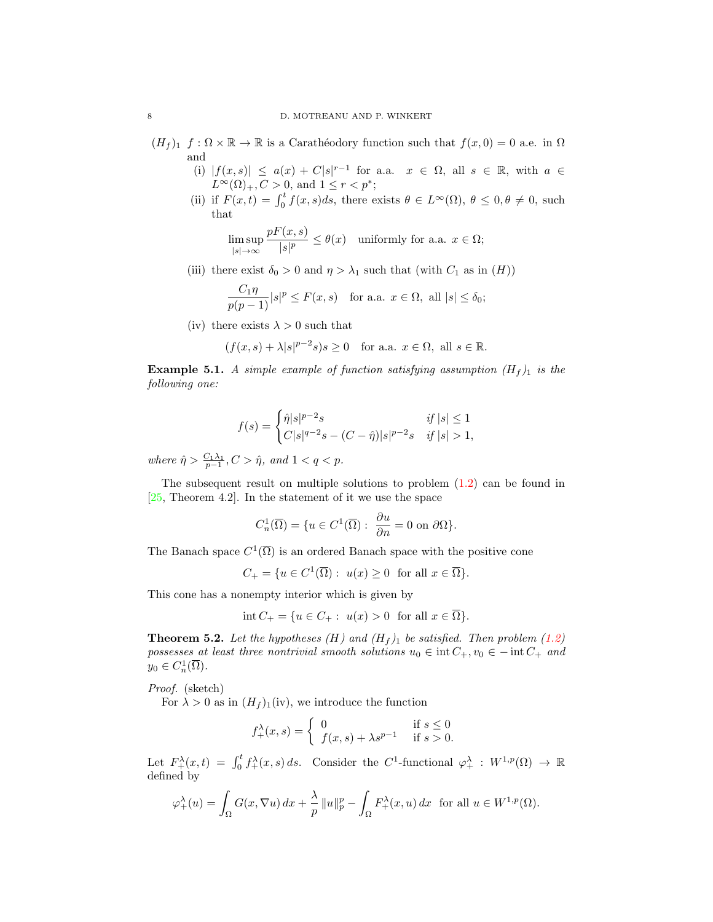$(H_f)_1$ $f : \Omega \times \mathbb{R} \to \mathbb{R}$ is a Carathéodory function such that $f(x, 0) = 0$ a.e. in $\Omega$ and

(i) $|f(x,s)| \leq a(x) + C|s|^{r-1}$ for a.a. $x \in \Omega$, all $s \in \mathbb{R}$, with $a \in L^\infty(\Omega)_+, C > 0$, and $1 \leq r < p^*$;

(ii) if $F(x,t) = \int_0^t f(x,s)ds$, there exists $\theta \in L^\infty(\Omega)$, $\theta \leq 0, \theta \neq 0$, such that

$$\limsup_{|s| \to \infty} \frac{pF(x,s)}{|s|^p} \leq \theta(x) \quad \text{uniformly for a.a. } x \in \Omega;$$

(iii) there exist $\delta_0 > 0$ and $\eta > \lambda_1$ such that (with $C_1$ as in $(H)$)

$$\frac{C_1 \eta}{p(p-1)}|s|^p \leq F(x,s) \quad \text{for a.a. } x \in \Omega, \text{ all } |s| \leq \delta_0;$$

(iv) there exists $\lambda > 0$ such that

$$(f(x,s) + \lambda |s|^{p-2}s)s \geq 0 \quad \text{for a.a. } x \in \Omega, \text{ all } s \in \mathbb{R}.$$

**Example 5.1.** *A simple example of function satisfying assumption $(H_f)_1$ is the following one:*

$$f(s) = \begin{cases} \hat{\eta}|s|^{p-2}s & \text{if } |s| \leq 1 \\ C|s|^{q-2}s - (C - \hat{\eta})|s|^{p-2}s & \text{if } |s| > 1, \end{cases}$$

*where $\hat{\eta} > \frac{C_1 \lambda_1}{p-1}$, $C > \hat{\eta}$, and $1 < q < p$.*

The subsequent result on multiple solutions to problem (1.2) can be found in [25, Theorem 4.2]. In the statement of it we use the space

$$C^1_n(\overline{\Omega}) = \{u \in C^1(\overline{\Omega}) : \ \frac{\partial u}{\partial n} = 0 \text{ on } \partial\Omega\}.$$

The Banach space $C^1(\overline{\Omega})$ is an ordered Banach space with the positive cone

$$C_+ = \{u \in C^1(\overline{\Omega}) : \ u(x) \geq 0 \ \text{ for all } x \in \overline{\Omega}\}.$$

This cone has a nonempty interior which is given by

$$\operatorname{int} C_+ = \{u \in C_+ : \ u(x) > 0 \ \text{ for all } x \in \overline{\Omega}\}.$$

**Theorem 5.2.** *Let the hypotheses $(H)$ and $(H_f)_1$ be satisfied. Then problem (1.2) possesses at least three nontrivial smooth solutions $u_0 \in \operatorname{int} C_+$, $v_0 \in -\operatorname{int} C_+$ and $y_0 \in C^1_n(\overline{\Omega})$.*

*Proof.* (sketch)
For $\lambda > 0$ as in $(H_f)_1$(iv), we introduce the function

$$f_+^\lambda(x,s) = \begin{cases} 0 & \text{if } s \leq 0 \\ f(x,s) + \lambda s^{p-1} & \text{if } s > 0. \end{cases}$$

Let $F_+^\lambda(x,t) = \int_0^t f_+^\lambda(x,s)\,ds$. Consider the $C^1$-functional $\varphi_+^\lambda : W^{1,p}(\Omega) \to \mathbb{R}$ defined by

$$\varphi_+^\lambda(u) = \int_\Omega G(x, \nabla u)\,dx + \frac{\lambda}{p}\,\|u\|_p^p - \int_\Omega F_+^\lambda(x,u)\,dx \ \text{ for all } u \in W^{1,p}(\Omega).$$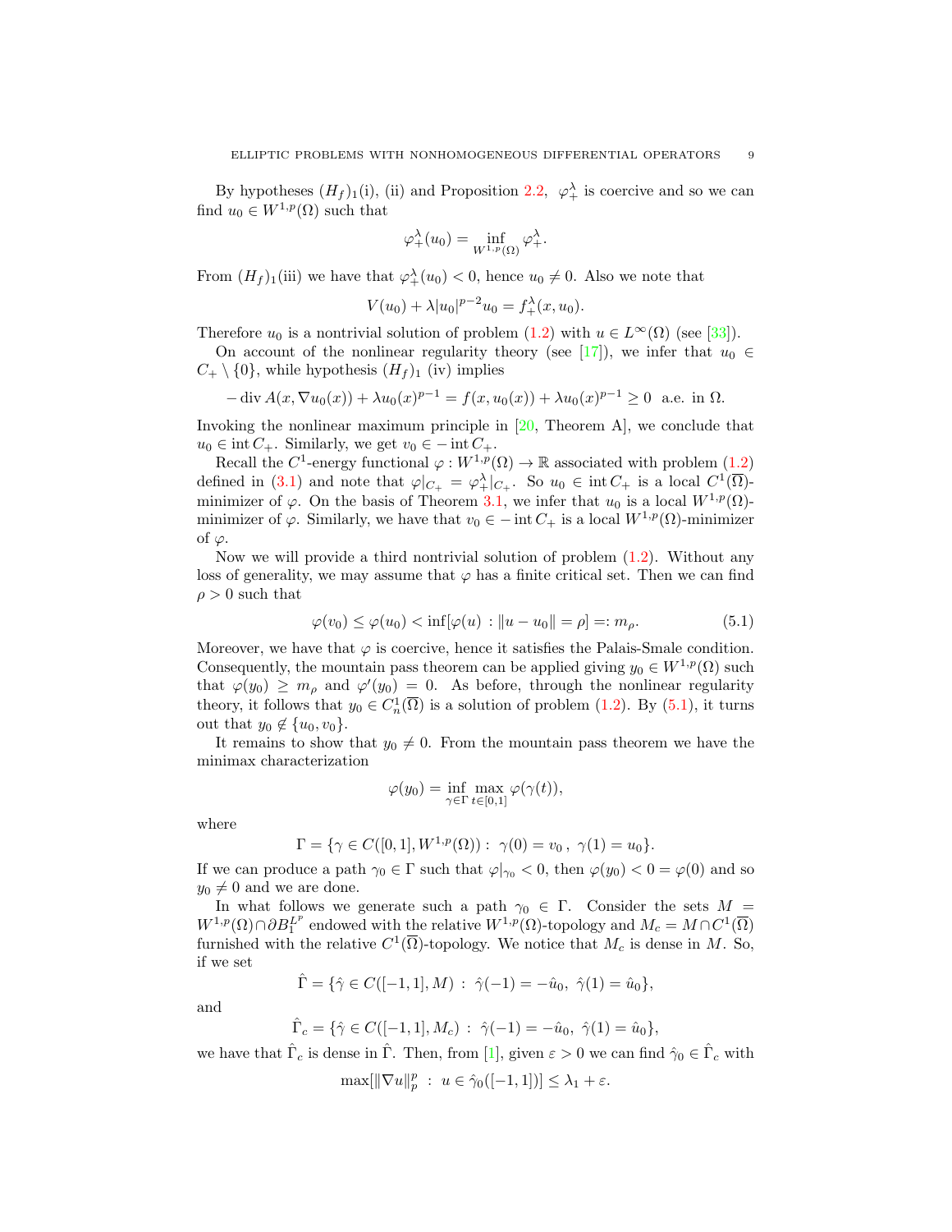By hypotheses $(H_f)_1$(i), (ii) and Proposition 2.2, $\varphi_+^\lambda$ is coercive and so we can find $u_0 \in W^{1,p}(\Omega)$ such that

$$\varphi_+^\lambda(u_0) = \inf_{W^{1,p}(\Omega)} \varphi_+^\lambda.$$

From $(H_f)_1$(iii) we have that $\varphi_+^\lambda(u_0) < 0$, hence $u_0 \neq 0$. Also we note that

$$V(u_0) + \lambda |u_0|^{p-2} u_0 = f_+^\lambda(x, u_0).$$

Therefore $u_0$ is a nontrivial solution of problem (1.2) with $u \in L^\infty(\Omega)$ (see [33]).

On account of the nonlinear regularity theory (see [17]), we infer that $u_0 \in C_+ \setminus \{0\}$, while hypothesis $(H_f)_1$ (iv) implies

$$-\operatorname{div} A(x, \nabla u_0(x)) + \lambda u_0(x)^{p-1} = f(x, u_0(x)) + \lambda u_0(x)^{p-1} \geq 0 \ \text{ a.e. in } \Omega.$$

Invoking the nonlinear maximum principle in [20, Theorem A], we conclude that $u_0 \in \operatorname{int} C_+$. Similarly, we get $v_0 \in -\operatorname{int} C_+$.

Recall the $C^1$-energy functional $\varphi : W^{1,p}(\Omega) \to \mathbb{R}$ associated with problem (1.2) defined in (3.1) and note that $\varphi|_{C_+} = \varphi_+^\lambda|_{C_+}$. So $u_0 \in \operatorname{int} C_+$ is a local $C^1(\overline{\Omega})$-minimizer of $\varphi$. On the basis of Theorem 3.1, we infer that $u_0$ is a local $W^{1,p}(\Omega)$-minimizer of $\varphi$. Similarly, we have that $v_0 \in -\operatorname{int} C_+$ is a local $W^{1,p}(\Omega)$-minimizer of $\varphi$.

Now we will provide a third nontrivial solution of problem (1.2). Without any loss of generality, we may assume that $\varphi$ has a finite critical set. Then we can find $\rho > 0$ such that

$$\varphi(v_0) \leq \varphi(u_0) < \inf[\varphi(u) \,:\, \|u - u_0\| = \rho] =: m_\rho. \tag{5.1}$$

Moreover, we have that $\varphi$ is coercive, hence it satisfies the Palais-Smale condition. Consequently, the mountain pass theorem can be applied giving $y_0 \in W^{1,p}(\Omega)$ such that $\varphi(y_0) \geq m_\rho$ and $\varphi'(y_0) = 0$. As before, through the nonlinear regularity theory, it follows that $y_0 \in C^1_n(\overline{\Omega})$ is a solution of problem (1.2). By (5.1), it turns out that $y_0 \notin \{u_0, v_0\}$.

It remains to show that $y_0 \neq 0$. From the mountain pass theorem we have the minimax characterization

$$\varphi(y_0) = \inf_{\gamma \in \Gamma} \max_{t \in [0,1]} \varphi(\gamma(t)),$$

where

$$\Gamma = \{\gamma \in C([0,1], W^{1,p}(\Omega)) : \ \gamma(0) = v_0\,, \ \gamma(1) = u_0\}.$$

If we can produce a path $\gamma_0 \in \Gamma$ such that $\varphi|_{\gamma_0} < 0$, then $\varphi(y_0) < 0 = \varphi(0)$ and so $y_0 \neq 0$ and we are done.

In what follows we generate such a path $\gamma_0 \in \Gamma$. Consider the sets $M = W^{1,p}(\Omega) \cap \partial B_1^{L^p}$ endowed with the relative $W^{1,p}(\Omega)$-topology and $M_c = M \cap C^1(\overline{\Omega})$ furnished with the relative $C^1(\overline{\Omega})$-topology. We notice that $M_c$ is dense in $M$. So, if we set

$$\hat{\Gamma} = \{\hat{\gamma} \in C([-1,1], M) \,:\, \hat{\gamma}(-1) = -\hat{u}_0, \ \hat{\gamma}(1) = \hat{u}_0\},$$

and

$$\hat{\Gamma}_c = \{\hat{\gamma} \in C([-1,1], M_c) \,:\, \hat{\gamma}(-1) = -\hat{u}_0, \ \hat{\gamma}(1) = \hat{u}_0\},$$

we have that $\hat{\Gamma}_c$ is dense in $\hat{\Gamma}$. Then, from [1], given $\varepsilon > 0$ we can find $\hat{\gamma}_0 \in \hat{\Gamma}_c$ with

$$\max[\|\nabla u\|_p^p \,:\, u \in \hat{\gamma}_0([-1,1])] \leq \lambda_1 + \varepsilon.$$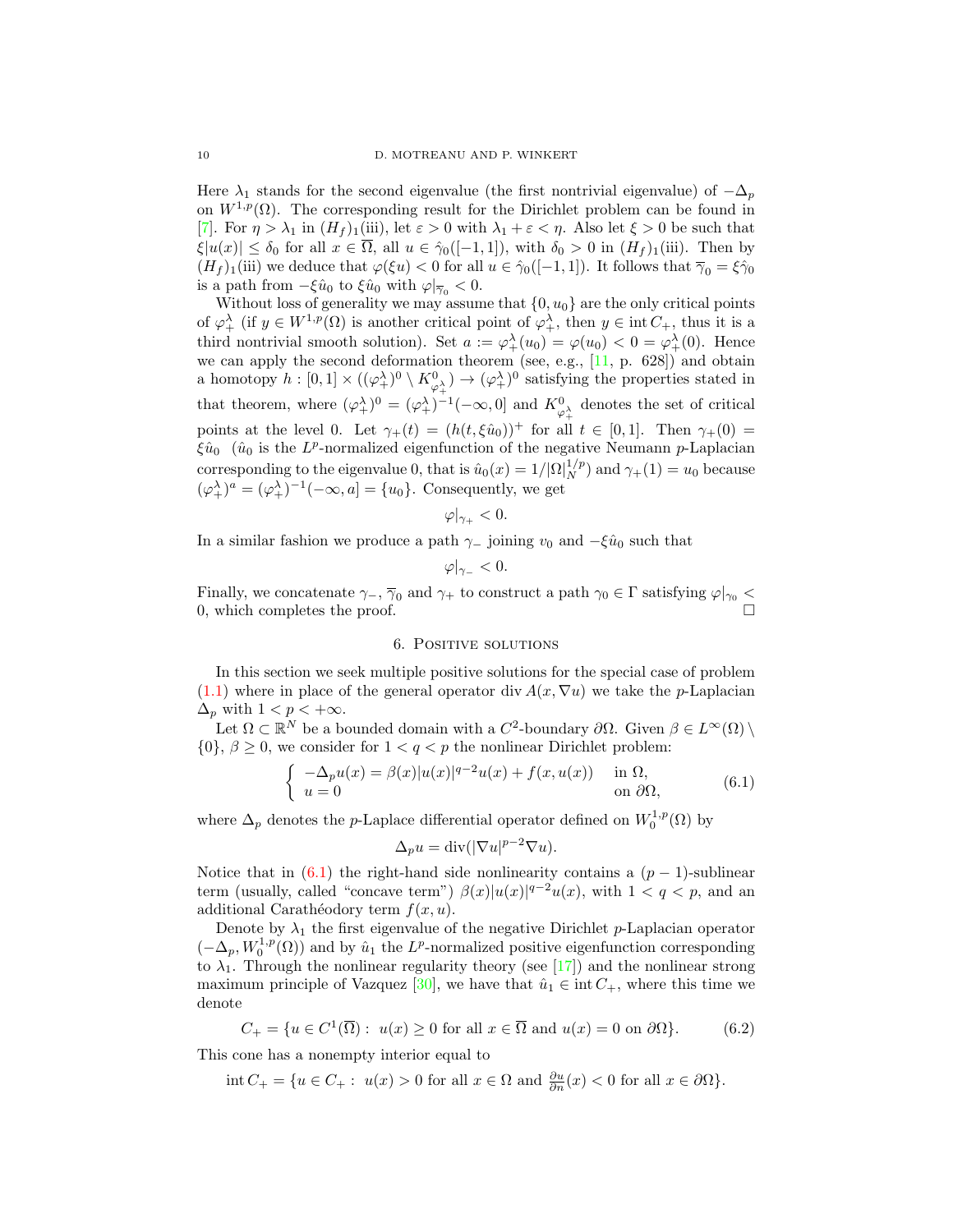Here $\lambda_1$ stands for the second eigenvalue (the first nontrivial eigenvalue) of $-\Delta_p$ on $W^{1,p}(\Omega)$. The corresponding result for the Dirichlet problem can be found in [7]. For $\eta > \lambda_1$ in $(H_f)_1$(iii), let $\varepsilon > 0$ with $\lambda_1 + \varepsilon < \eta$. Also let $\xi > 0$ be such that $\xi|u(x)| \leq \delta_0$ for all $x \in \overline{\Omega}$, all $u \in \hat{\gamma}_0([-1,1])$, with $\delta_0 > 0$ in $(H_f)_1$(iii). Then by $(H_f)_1$(iii) we deduce that $\varphi(\xi u) < 0$ for all $u \in \hat{\gamma}_0([-1,1])$. It follows that $\overline{\gamma}_0 = \xi\hat{\gamma}_0$ is a path from $-\xi\hat{u}_0$ to $\xi\hat{u}_0$ with $\varphi|_{\overline{\gamma}_0} < 0$.

Without loss of generality we may assume that $\{0, u_0\}$ are the only critical points of $\varphi_+^\lambda$ (if $y \in W^{1,p}(\Omega)$ is another critical point of $\varphi_+^\lambda$, then $y \in \operatorname{int} C_+$, thus it is a third nontrivial smooth solution). Set $a := \varphi_+^\lambda(u_0) = \varphi(u_0) < 0 = \varphi_+^\lambda(0)$. Hence we can apply the second deformation theorem (see, e.g., [11, p. 628]) and obtain a homotopy $h : [0,1] \times ((\varphi_+^\lambda)^0 \setminus K^0_{\varphi_+^\lambda}) \to (\varphi_+^\lambda)^0$ satisfying the properties stated in that theorem, where $(\varphi_+^\lambda)^0 = (\varphi_+^\lambda)^{-1}(-\infty, 0]$ and $K^0_{\varphi_+^\lambda}$ denotes the set of critical points at the level 0. Let $\gamma_+(t) = (h(t, \xi\hat{u}_0))^+$ for all $t \in [0,1]$. Then $\gamma_+(0) = \xi\hat{u}_0$ ($\hat{u}_0$ is the $L^p$-normalized eigenfunction of the negative Neumann $p$-Laplacian corresponding to the eigenvalue 0, that is $\hat{u}_0(x) = 1/|\Omega|_N^{1/p}$) and $\gamma_+(1) = u_0$ because $(\varphi_+^\lambda)^a = (\varphi_+^\lambda)^{-1}(-\infty, a] = \{u_0\}$. Consequently, we get

$$\varphi|_{\gamma_+} < 0.$$

In a similar fashion we produce a path $\gamma_-$ joining $v_0$ and $-\xi\hat{u}_0$ such that

$$\varphi|_{\gamma_-} < 0.$$

Finally, we concatenate $\gamma_-$, $\overline{\gamma}_0$ and $\gamma_+$ to construct a path $\gamma_0 \in \Gamma$ satisfying $\varphi|_{\gamma_0} < 0$, which completes the proof. $\square$

## 6. Positive solutions

In this section we seek multiple positive solutions for the special case of problem (1.1) where in place of the general operator $\operatorname{div} A(x, \nabla u)$ we take the $p$-Laplacian $\Delta_p$ with $1 < p < +\infty$.

Let $\Omega \subset \mathbb{R}^N$ be a bounded domain with a $C^2$-boundary $\partial\Omega$. Given $\beta \in L^\infty(\Omega) \setminus \{0\}$, $\beta \geq 0$, we consider for $1 < q < p$ the nonlinear Dirichlet problem:

$$\begin{cases} -\Delta_p u(x) = \beta(x)|u(x)|^{q-2}u(x) + f(x, u(x)) & \text{in } \Omega, \\ u = 0 & \text{on } \partial\Omega, \end{cases} \tag{6.1}$$

where $\Delta_p$ denotes the $p$-Laplace differential operator defined on $W_0^{1,p}(\Omega)$ by

$$\Delta_p u = \operatorname{div}(|\nabla u|^{p-2}\nabla u).$$

Notice that in (6.1) the right-hand side nonlinearity contains a $(p-1)$-sublinear term (usually, called "concave term") $\beta(x)|u(x)|^{q-2}u(x)$, with $1 < q < p$, and an additional Carathéodory term $f(x, u)$.

Denote by $\lambda_1$ the first eigenvalue of the negative Dirichlet $p$-Laplacian operator $(-\Delta_p, W_0^{1,p}(\Omega))$ and by $\hat{u}_1$ the $L^p$-normalized positive eigenfunction corresponding to $\lambda_1$. Through the nonlinear regularity theory (see [17]) and the nonlinear strong maximum principle of Vazquez [30], we have that $\hat{u}_1 \in \operatorname{int} C_+$, where this time we denote

$$C_+ = \{u \in C^1(\overline{\Omega}) : \ u(x) \geq 0 \text{ for all } x \in \overline{\Omega} \text{ and } u(x) = 0 \text{ on } \partial\Omega\}. \tag{6.2}$$

This cone has a nonempty interior equal to

$$\operatorname{int} C_+ = \{u \in C_+ : \ u(x) > 0 \text{ for all } x \in \Omega \text{ and } \tfrac{\partial u}{\partial n}(x) < 0 \text{ for all } x \in \partial\Omega\}.$$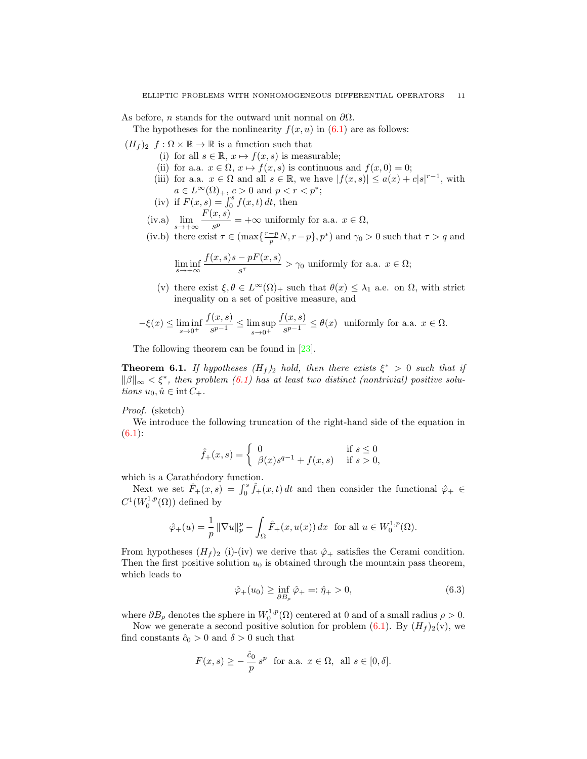As before, $n$ stands for the outward unit normal on $\partial\Omega$.

The hypotheses for the nonlinearity $f(x,u)$ in (6.1) are as follows:

$(H_f)_2$ $f : \Omega \times \mathbb{R} \to \mathbb{R}$ is a function such that

- (i) for all $s \in \mathbb{R}$, $x \mapsto f(x,s)$ is measurable;
- (ii) for a.a. $x \in \Omega$, $x \mapsto f(x,s)$ is continuous and $f(x,0) = 0$;
- (iii) for a.a. $x \in \Omega$ and all $s \in \mathbb{R}$, we have $|f(x,s)| \leq a(x) + c|s|^{r-1}$, with $a \in L^\infty(\Omega)_+$, $c > 0$ and $p < r < p^*$;
- (iv) if $F(x,s) = \int_0^s f(x,t)\,dt$, then
- (iv.a) $\displaystyle\lim_{s\to+\infty} \frac{F(x,s)}{s^p} = +\infty$ uniformly for a.a. $x \in \Omega$,
- (iv.b) there exist $\tau \in (\max\{\frac{r-p}{p}N, r-p\}, p^*)$ and $\gamma_0 > 0$ such that $\tau > q$ and

$$\liminf_{s\to+\infty} \frac{f(x,s)s - pF(x,s)}{s^\tau} > \gamma_0 \text{ uniformly for a.a. } x \in \Omega;$$

- (v) there exist $\xi, \theta \in L^\infty(\Omega)_+$ such that $\theta(x) \leq \lambda_1$ a.e. on $\Omega$, with strict inequality on a set of positive measure, and

$$-\xi(x) \leq \liminf_{s\to 0^+} \frac{f(x,s)}{s^{p-1}} \leq \limsup_{s\to 0^+} \frac{f(x,s)}{s^{p-1}} \leq \theta(x) \;\text{ uniformly for a.a. } x \in \Omega.$$

The following theorem can be found in [23].

**Theorem 6.1.** *If hypotheses $(H_f)_2$ hold, then there exists $\xi^* > 0$ such that if $\|\beta\|_\infty < \xi^*$, then problem (6.1) has at least two distinct (nontrivial) positive solutions $u_0, \hat{u} \in \operatorname{int} C_+$.*

*Proof.* (sketch)

We introduce the following truncation of the right-hand side of the equation in (6.1):

$$\hat{f}_+(x,s) = \begin{cases} 0 & \text{if } s \leq 0 \\ \beta(x)s^{q-1} + f(x,s) & \text{if } s > 0, \end{cases}$$

which is a Carathéodory function.

Next we set $\hat{F}_+(x,s) = \int_0^s \hat{f}_+(x,t)\,dt$ and then consider the functional $\hat{\varphi}_+ \in C^1(W_0^{1,p}(\Omega))$ defined by

$$\hat{\varphi}_+(u) = \frac{1}{p}\,\|\nabla u\|_p^p - \int_\Omega \hat{F}_+(x,u(x))\,dx \;\text{ for all } u \in W_0^{1,p}(\Omega).$$

From hypotheses $(H_f)_2$ (i)-(iv) we derive that $\hat{\varphi}_+$ satisfies the Cerami condition. Then the first positive solution $u_0$ is obtained through the mountain pass theorem, which leads to

$$\hat{\varphi}_+(u_0) \geq \inf_{\partial B_\rho} \hat{\varphi}_+ =: \hat{\eta}_+ > 0, \tag{6.3}$$

where $\partial B_\rho$ denotes the sphere in $W_0^{1,p}(\Omega)$ centered at 0 and of a small radius $\rho > 0$.

Now we generate a second positive solution for problem (6.1). By $(H_f)_2$(v), we find constants $\hat{c}_0 > 0$ and $\delta > 0$ such that

$$F(x,s) \geq -\frac{\hat{c}_0}{p}\,s^p \;\text{ for a.a. } x \in \Omega, \;\text{ all } s \in [0,\delta].$$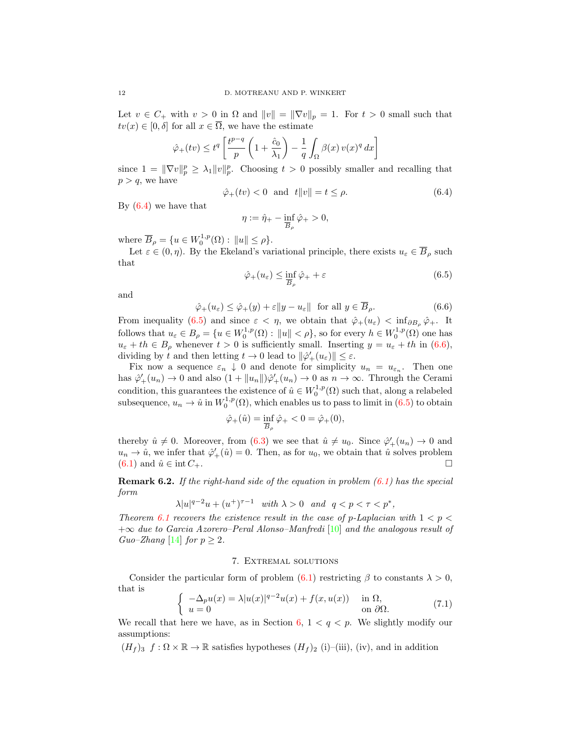Let $v \in C_+$ with $v > 0$ in $\Omega$ and $\|v\| = \|\nabla v\|_p = 1$. For $t > 0$ small such that $tv(x) \in [0, \delta]$ for all $x \in \overline{\Omega}$, we have the estimate

$$\hat{\varphi}_+(tv) \le t^q \left[ \frac{t^{p-q}}{p} \left(1 + \frac{\hat{c}_0}{\lambda_1}\right) - \frac{1}{q} \int_\Omega \beta(x)\, v(x)^q \, dx \right]$$

since $1 = \|\nabla v\|_p^p \ge \lambda_1 \|v\|_p^p$. Choosing $t > 0$ possibly smaller and recalling that $p > q$, we have

$$\hat{\varphi}_+(tv) < 0 \quad \text{and} \quad t\|v\| = t \le \rho. \tag{6.4}$$

By (6.4) we have that

$$\eta := \hat{\eta}_+ - \inf_{\overline{B}_\rho} \hat{\varphi}_+ > 0,$$

where $\overline{B}_\rho = \{u \in W_0^{1,p}(\Omega) : \|u\| \le \rho\}$.

Let $\varepsilon \in (0, \eta)$. By the Ekeland's variational principle, there exists $u_\varepsilon \in \overline{B}_\rho$ such that

$$\hat{\varphi}_+(u_\varepsilon) \le \inf_{\overline{B}_\rho} \hat{\varphi}_+ + \varepsilon \tag{6.5}$$

and

$$\hat{\varphi}_+(u_\varepsilon) \le \hat{\varphi}_+(y) + \varepsilon \|y - u_\varepsilon\| \quad \text{for all } y \in \overline{B}_\rho. \tag{6.6}$$

From inequality (6.5) and since $\varepsilon < \eta$, we obtain that $\hat{\varphi}_+(u_\varepsilon) < \inf_{\partial B_\rho} \hat{\varphi}_+$. It follows that $u_\varepsilon \in B_\rho = \{u \in W_0^{1,p}(\Omega) : \|u\| < \rho\}$, so for every $h \in W_0^{1,p}(\Omega)$ one has $u_\varepsilon + th \in B_\rho$ whenever $t > 0$ is sufficiently small. Inserting $y = u_\varepsilon + th$ in (6.6), dividing by $t$ and then letting $t \to 0$ lead to $\|\hat{\varphi}_+'(u_\varepsilon)\| \le \varepsilon$.

Fix now a sequence $\varepsilon_n \downarrow 0$ and denote for simplicity $u_n = u_{\varepsilon_n}$. Then one has $\hat{\varphi}_+'(u_n) \to 0$ and also $(1 + \|u_n\|)\hat{\varphi}_+'(u_n) \to 0$ as $n \to \infty$. Through the Cerami condition, this guarantees the existence of $\hat{u} \in W_0^{1,p}(\Omega)$ such that, along a relabeled subsequence, $u_n \to \hat{u}$ in $W_0^{1,p}(\Omega)$, which enables us to pass to limit in (6.5) to obtain

$$\hat{\varphi}_+(\hat{u}) = \inf_{\overline{B}_\rho} \hat{\varphi}_+ < 0 = \hat{\varphi}_+(0),$$

thereby $\hat{u} \neq 0$. Moreover, from (6.3) we see that $\hat{u} \neq u_0$. Since $\hat{\varphi}_+'(u_n) \to 0$ and $u_n \to \hat{u}$, we infer that $\hat{\varphi}_+'(\hat{u}) = 0$. Then, as for $u_0$, we obtain that $\hat{u}$ solves problem (6.1) and $\hat{u} \in \operatorname{int} C_+$. $\square$

**Remark 6.2.** *If the right-hand side of the equation in problem (6.1) has the special form*

$$\lambda |u|^{q-2} u + (u^+)^{\tau - 1} \quad \textit{with } \lambda > 0 \quad \textit{and} \quad q < p < \tau < p^*,$$

*Theorem 6.1 recovers the existence result in the case of p-Laplacian with $1 < p < +\infty$ due to Garcia Azorero–Peral Alonso–Manfredi [10] and the analogous result of Guo–Zhang [14] for $p \ge 2$.*

## 7. Extremal solutions

Consider the particular form of problem (6.1) restricting $\beta$ to constants $\lambda > 0$, that is

$$\begin{cases} -\Delta_p u(x) = \lambda |u(x)|^{q-2} u(x) + f(x, u(x)) & \text{in } \Omega, \\ u = 0 & \text{on } \partial\Omega. \end{cases} \tag{7.1}$$

We recall that here we have, as in Section 6, $1 < q < p$. We slightly modify our assumptions:

$(H_f)_3$ $f : \Omega \times \mathbb{R} \to \mathbb{R}$ satisfies hypotheses $(H_f)_2$ (i)–(iii), (iv), and in addition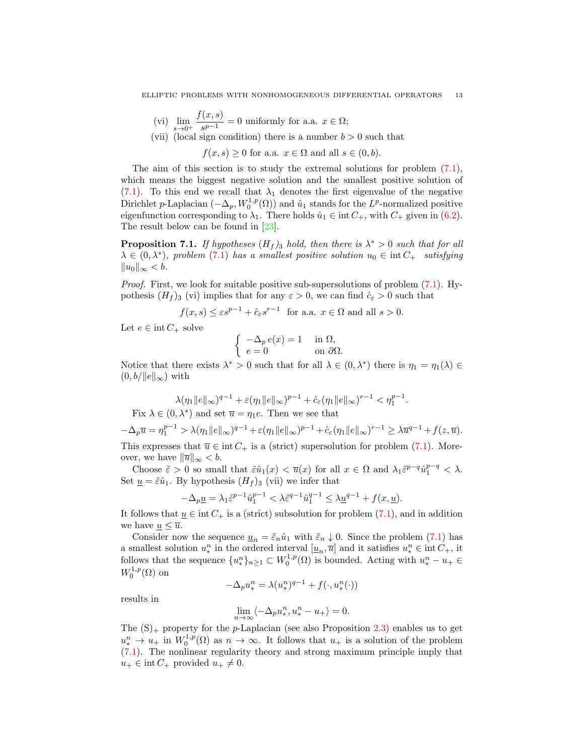(vi) $\displaystyle\lim_{s\to 0^+} \frac{f(x,s)}{s^{p-1}} = 0$ uniformly for a.a. $x \in \Omega$;

(vii) (local sign condition) there is a number $b > 0$ such that

$$f(x,s) \geq 0 \text{ for a.a. } x \in \Omega \text{ and all } s \in (0,b).$$

The aim of this section is to study the extremal solutions for problem (7.1), which means the biggest negative solution and the smallest positive solution of (7.1). To this end we recall that $\lambda_1$ denotes the first eigenvalue of the negative Dirichlet $p$-Laplacian $(-\Delta_p, W_0^{1,p}(\Omega))$ and $\hat{u}_1$ stands for the $L^p$-normalized positive eigenfunction corresponding to $\lambda_1$. There holds $\hat{u}_1 \in \operatorname{int} C_+$, with $C_+$ given in (6.2). The result below can be found in [23].

**Proposition 7.1.** *If hypotheses $(H_f)_3$ hold, then there is $\lambda^* > 0$ such that for all $\lambda \in (0, \lambda^*)$, problem (7.1) has a smallest positive solution $u_0 \in \operatorname{int} C_+$ satisfying $\|u_0\|_\infty < b$.*

*Proof.* First, we look for suitable positive sub-supersolutions of problem (7.1). Hypothesis $(H_f)_3$ (vi) implies that for any $\varepsilon > 0$, we can find $\hat{c}_\varepsilon > 0$ such that

$$f(x,s) \leq \varepsilon s^{p-1} + \hat{c}_\varepsilon s^{r-1} \quad \text{for a.a. } x \in \Omega \text{ and all } s > 0.$$

Let $e \in \operatorname{int} C_+$ solve

$$\begin{cases} -\Delta_p\, e(x) = 1 & \text{in } \Omega, \\ e = 0 & \text{on } \partial\Omega. \end{cases}$$

Notice that there exists $\lambda^* > 0$ such that for all $\lambda \in (0,\lambda^*)$ there is $\eta_1 = \eta_1(\lambda) \in (0, b/\|e\|_\infty)$ with

$$\lambda(\eta_1\|e\|_\infty)^{q-1} + \varepsilon(\eta_1\|e\|_\infty)^{p-1} + \hat{c}_\varepsilon(\eta_1\|e\|_\infty)^{r-1} < \eta_1^{p-1}.$$

Fix $\lambda \in (0,\lambda^*)$ and set $\overline{u} = \eta_1 e$. Then we see that

$$-\Delta_p \overline{u} = \eta_1^{p-1} > \lambda(\eta_1\|e\|_\infty)^{q-1} + \varepsilon(\eta_1\|e\|_\infty)^{p-1} + \hat{c}_\varepsilon(\eta_1\|e\|_\infty)^{r-1} \geq \lambda\overline{u}^{q-1} + f(z,\overline{u}).$$

This expresses that $\overline{u} \in \operatorname{int} C_+$ is a (strict) supersolution for problem (7.1). Moreover, we have $\|\overline{u}\|_\infty < b$.

Choose $\tilde{\varepsilon} > 0$ so small that $\tilde{\varepsilon}\hat{u}_1(x) < \overline{u}(x)$ for all $x \in \Omega$ and $\lambda_1 \tilde{\varepsilon}^{p-q}\hat{u}_1^{p-q} < \lambda$. Set $\underline{u} = \tilde{\varepsilon}\hat{u}_1$. By hypothesis $(H_f)_3$ (vii) we infer that

$$-\Delta_p \underline{u} = \lambda_1 \tilde{\varepsilon}^{p-1}\hat{u}_1^{p-1} < \lambda \tilde{\varepsilon}^{q-1}\hat{u}_1^{q-1} \leq \lambda \underline{u}^{q-1} + f(x,\underline{u}).$$

It follows that $\underline{u} \in \operatorname{int} C_+$ is a (strict) subsolution for problem (7.1), and in addition we have $\underline{u} \leq \overline{u}$.

Consider now the sequence $\underline{u}_n = \tilde{\varepsilon}_n \hat{u}_1$ with $\tilde{\varepsilon}_n \downarrow 0$. Since the problem (7.1) has a smallest solution $u_*^n$ in the ordered interval $[\underline{u}_n, \overline{u}]$ and it satisfies $u_*^n \in \operatorname{int} C_+$, it follows that the sequence $\{u_*^n\}_{n\geq 1} \subset W_0^{1,p}(\Omega)$ is bounded. Acting with $u_*^n - u_+ \in W_0^{1,p}(\Omega)$ on

$$-\Delta_p u_*^n = \lambda(u_*^n)^{q-1} + f(\cdot, u_*^n(\cdot))$$

results in

$$\lim_{n\to\infty} \langle -\Delta_p u_*^n, u_*^n - u_+ \rangle = 0.$$

The $(\mathrm{S})_+$ property for the $p$-Laplacian (see also Proposition 2.3) enables us to get $u_*^n \to u_+$ in $W_0^{1,p}(\Omega)$ as $n \to \infty$. It follows that $u_+$ is a solution of the problem (7.1). The nonlinear regularity theory and strong maximum principle imply that $u_+ \in \operatorname{int} C_+$ provided $u_+ \neq 0$.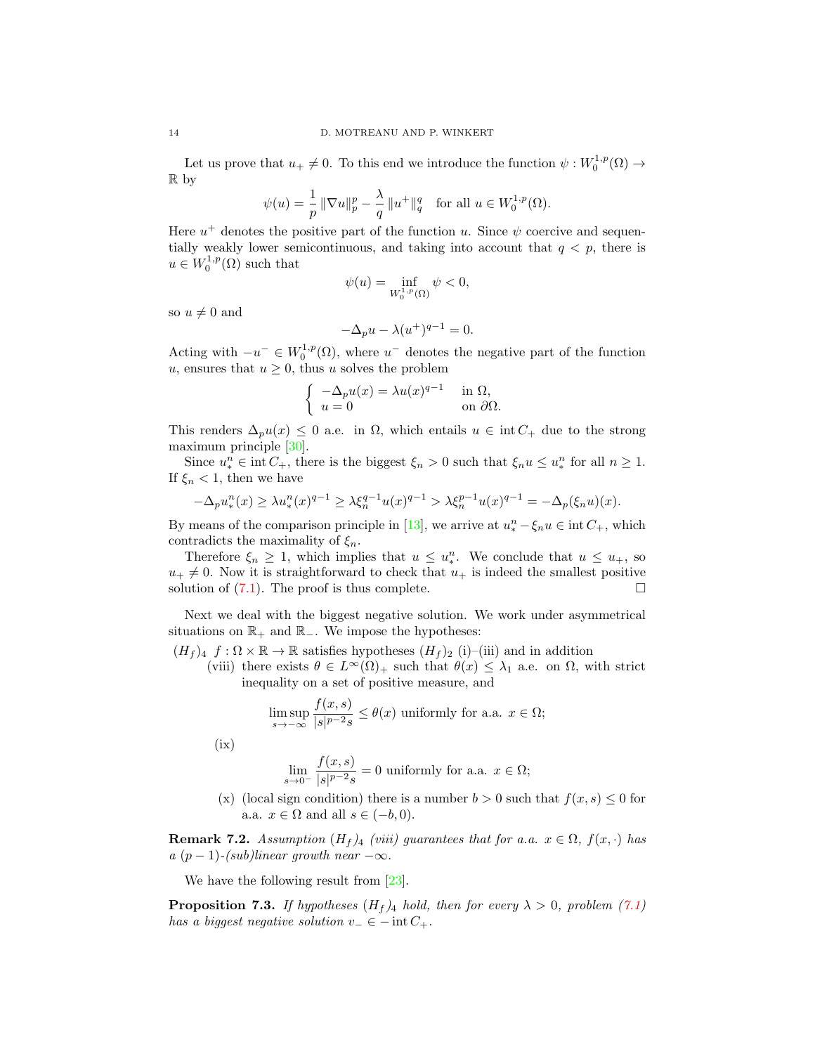Let us prove that $u_+ \neq 0$. To this end we introduce the function $\psi : W_0^{1,p}(\Omega) \to \mathbb{R}$ by

$$\psi(u) = \frac{1}{p} \|\nabla u\|_p^p - \frac{\lambda}{q} \|u^+\|_q^q \quad \text{for all } u \in W_0^{1,p}(\Omega).$$

Here $u^+$ denotes the positive part of the function $u$. Since $\psi$ coercive and sequentially weakly lower semicontinuous, and taking into account that $q < p$, there is $u \in W_0^{1,p}(\Omega)$ such that

$$\psi(u) = \inf_{W_0^{1,p}(\Omega)} \psi < 0,$$

so $u \neq 0$ and

$$-\Delta_p u - \lambda (u^+)^{q-1} = 0.$$

Acting with $-u^- \in W_0^{1,p}(\Omega)$, where $u^-$ denotes the negative part of the function $u$, ensures that $u \geq 0$, thus $u$ solves the problem

$$\begin{cases} -\Delta_p u(x) = \lambda u(x)^{q-1} & \text{in } \Omega, \\ u = 0 & \text{on } \partial\Omega. \end{cases}$$

This renders $\Delta_p u(x) \leq 0$ a.e. in $\Omega$, which entails $u \in \operatorname{int} C_+$ due to the strong maximum principle [30].

Since $u_*^n \in \operatorname{int} C_+$, there is the biggest $\xi_n > 0$ such that $\xi_n u \leq u_*^n$ for all $n \geq 1$. If $\xi_n < 1$, then we have

$$-\Delta_p u_*^n(x) \geq \lambda u_*^n(x)^{q-1} \geq \lambda \xi_n^{q-1} u(x)^{q-1} > \lambda \xi_n^{p-1} u(x)^{q-1} = -\Delta_p(\xi_n u)(x).$$

By means of the comparison principle in [13], we arrive at $u_*^n - \xi_n u \in \operatorname{int} C_+$, which contradicts the maximality of $\xi_n$.

Therefore $\xi_n \geq 1$, which implies that $u \leq u_*^n$. We conclude that $u \leq u_+$, so $u_+ \neq 0$. Now it is straightforward to check that $u_+$ is indeed the smallest positive solution of (7.1). The proof is thus complete. $\square$

Next we deal with the biggest negative solution. We work under asymmetrical situations on $\mathbb{R}_+$ and $\mathbb{R}_-$. We impose the hypotheses:

$(H_f)_4$ $f : \Omega \times \mathbb{R} \to \mathbb{R}$ satisfies hypotheses $(H_f)_2$ (i)–(iii) and in addition

- (viii) there exists $\theta \in L^\infty(\Omega)_+$ such that $\theta(x) \leq \lambda_1$ a.e. on $\Omega$, with strict inequality on a set of positive measure, and
$$\limsup_{s \to -\infty} \frac{f(x,s)}{|s|^{p-2}s} \leq \theta(x) \text{ uniformly for a.a. } x \in \Omega;$$
- (ix)
$$\lim_{s \to 0^-} \frac{f(x,s)}{|s|^{p-2}s} = 0 \text{ uniformly for a.a. } x \in \Omega;$$
- (x) (local sign condition) there is a number $b > 0$ such that $f(x,s) \leq 0$ for a.a. $x \in \Omega$ and all $s \in (-b, 0)$.

**Remark 7.2.** *Assumption $(H_f)_4$ (viii) guarantees that for a.a. $x \in \Omega$, $f(x,\cdot)$ has a $(p-1)$-(sub)linear growth near $-\infty$.*

We have the following result from [23].

**Proposition 7.3.** *If hypotheses $(H_f)_4$ hold, then for every $\lambda > 0$, problem (7.1) has a biggest negative solution $v_- \in -\operatorname{int} C_+$.*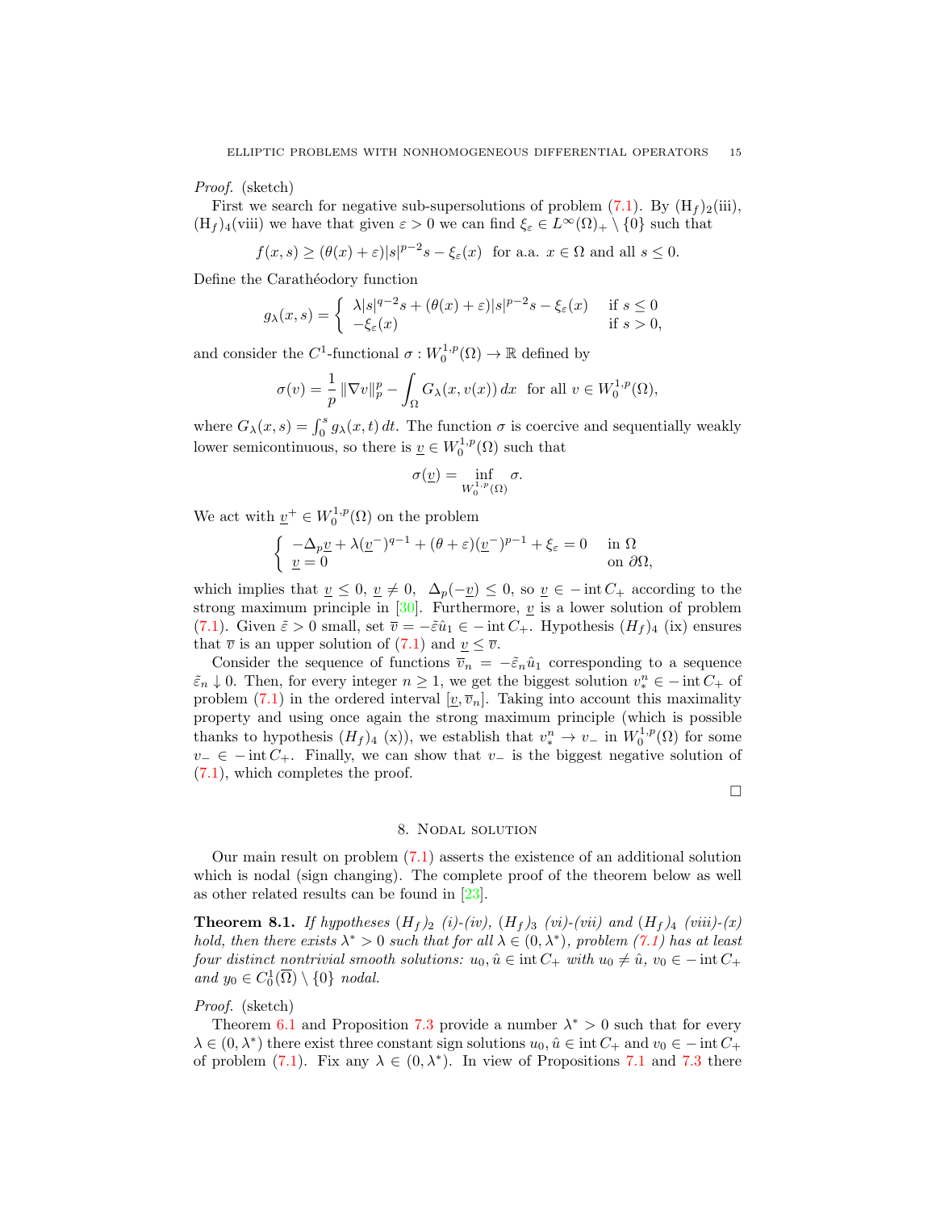*Proof.* (sketch)

First we search for negative sub-supersolutions of problem (7.1). By $(\mathrm{H}_f)_2$(iii), $(\mathrm{H}_f)_4$(viii) we have that given $\varepsilon > 0$ we can find $\xi_\varepsilon \in L^\infty(\Omega)_+ \setminus \{0\}$ such that

$$f(x,s) \geq (\theta(x)+\varepsilon)|s|^{p-2}s - \xi_\varepsilon(x) \quad \text{for a.a. } x \in \Omega \text{ and all } s \leq 0.$$

Define the Carathéodory function

$$g_\lambda(x,s) = \begin{cases} \lambda|s|^{q-2}s + (\theta(x)+\varepsilon)|s|^{p-2}s - \xi_\varepsilon(x) & \text{if } s \leq 0 \\ -\xi_\varepsilon(x) & \text{if } s > 0, \end{cases}$$

and consider the $C^1$-functional $\sigma : W_0^{1,p}(\Omega) \to \mathbb{R}$ defined by

$$\sigma(v) = \frac{1}{p}\|\nabla v\|_p^p - \int_\Omega G_\lambda(x, v(x))\,dx \quad \text{for all } v \in W_0^{1,p}(\Omega),$$

where $G_\lambda(x,s) = \int_0^s g_\lambda(x,t)\,dt$. The function $\sigma$ is coercive and sequentially weakly lower semicontinuous, so there is $\underline{v} \in W_0^{1,p}(\Omega)$ such that

$$\sigma(\underline{v}) = \inf_{W_0^{1,p}(\Omega)} \sigma.$$

We act with $\underline{v}^+ \in W_0^{1,p}(\Omega)$ on the problem

$$\begin{cases} -\Delta_p \underline{v} + \lambda(\underline{v}^-)^{q-1} + (\theta+\varepsilon)(\underline{v}^-)^{p-1} + \xi_\varepsilon = 0 & \text{in } \Omega \\ \underline{v} = 0 & \text{on } \partial\Omega, \end{cases}$$

which implies that $\underline{v} \leq 0$, $\underline{v} \neq 0$, $\Delta_p(-\underline{v}) \leq 0$, so $\underline{v} \in -\operatorname{int} C_+$ according to the strong maximum principle in [30]. Furthermore, $\underline{v}$ is a lower solution of problem (7.1). Given $\tilde{\varepsilon} > 0$ small, set $\overline{v} = -\tilde{\varepsilon}\hat{u}_1 \in -\operatorname{int} C_+$. Hypothesis $(H_f)_4$ (ix) ensures that $\overline{v}$ is an upper solution of (7.1) and $\underline{v} \leq \overline{v}$.

Consider the sequence of functions $\overline{v}_n = -\tilde{\varepsilon}_n\hat{u}_1$ corresponding to a sequence $\tilde{\varepsilon}_n \downarrow 0$. Then, for every integer $n \geq 1$, we get the biggest solution $v_*^n \in -\operatorname{int} C_+$ of problem (7.1) in the ordered interval $[\underline{v}, \overline{v}_n]$. Taking into account this maximality property and using once again the strong maximum principle (which is possible thanks to hypothesis $(H_f)_4$ (x)), we establish that $v_*^n \to v_-$ in $W_0^{1,p}(\Omega)$ for some $v_- \in -\operatorname{int} C_+$. Finally, we can show that $v_-$ is the biggest negative solution of (7.1), which completes the proof.

□

## 8. Nodal solution

Our main result on problem (7.1) asserts the existence of an additional solution which is nodal (sign changing). The complete proof of the theorem below as well as other related results can be found in [23].

**Theorem 8.1.** *If hypotheses $(H_f)_2$ (i)-(iv), $(H_f)_3$ (vi)-(vii) and $(H_f)_4$ (viii)-(x) hold, then there exists $\lambda^* > 0$ such that for all $\lambda \in (0, \lambda^*)$, problem (7.1) has at least four distinct nontrivial smooth solutions: $u_0, \hat{u} \in \operatorname{int} C_+$ with $u_0 \neq \hat{u}$, $v_0 \in -\operatorname{int} C_+$ and $y_0 \in C_0^1(\overline{\Omega}) \setminus \{0\}$ nodal.*

*Proof.* (sketch)

Theorem 6.1 and Proposition 7.3 provide a number $\lambda^* > 0$ such that for every $\lambda \in (0, \lambda^*)$ there exist three constant sign solutions $u_0, \hat{u} \in \operatorname{int} C_+$ and $v_0 \in -\operatorname{int} C_+$ of problem (7.1). Fix any $\lambda \in (0, \lambda^*)$. In view of Propositions 7.1 and 7.3 there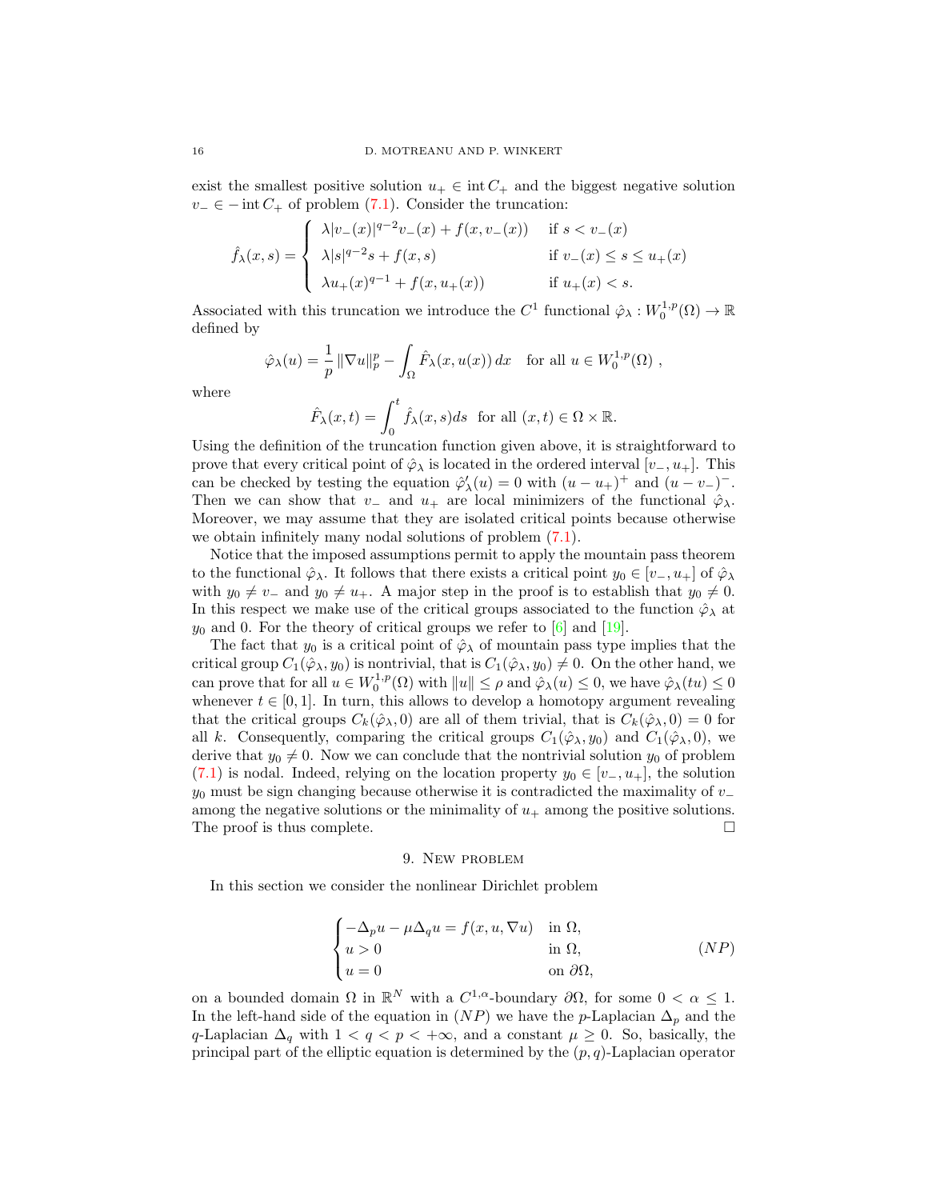exist the smallest positive solution $u_+ \in \operatorname{int} C_+$ and the biggest negative solution $v_- \in -\operatorname{int} C_+$ of problem (7.1). Consider the truncation:

$$
\hat{f}_\lambda(x,s) = \begin{cases} \lambda |v_-(x)|^{q-2} v_-(x) + f(x, v_-(x)) & \text{if } s < v_-(x) \\ \lambda |s|^{q-2} s + f(x,s) & \text{if } v_-(x) \le s \le u_+(x) \\ \lambda u_+(x)^{q-1} + f(x, u_+(x)) & \text{if } u_+(x) < s. \end{cases}
$$

Associated with this truncation we introduce the $C^1$ functional $\hat{\varphi}_\lambda : W_0^{1,p}(\Omega) \to \mathbb{R}$ defined by

$$
\hat{\varphi}_\lambda(u) = \frac{1}{p} \|\nabla u\|_p^p - \int_\Omega \hat{F}_\lambda(x, u(x))\, dx \quad \text{for all } u \in W_0^{1,p}(\Omega)\ ,
$$

where

$$
\hat{F}_\lambda(x,t) = \int_0^t \hat{f}_\lambda(x,s) ds \ \ \text{for all } (x,t) \in \Omega \times \mathbb{R}.
$$

Using the definition of the truncation function given above, it is straightforward to prove that every critical point of $\hat{\varphi}_\lambda$ is located in the ordered interval $[v_-, u_+]$. This can be checked by testing the equation $\hat{\varphi}_\lambda'(u) = 0$ with $(u - u_+)^+$ and $(u - v_-)^-$. Then we can show that $v_-$ and $u_+$ are local minimizers of the functional $\hat{\varphi}_\lambda$. Moreover, we may assume that they are isolated critical points because otherwise we obtain infinitely many nodal solutions of problem (7.1).

Notice that the imposed assumptions permit to apply the mountain pass theorem to the functional $\hat{\varphi}_\lambda$. It follows that there exists a critical point $y_0 \in [v_-, u_+]$ of $\hat{\varphi}_\lambda$ with $y_0 \neq v_-$ and $y_0 \neq u_+$. A major step in the proof is to establish that $y_0 \neq 0$. In this respect we make use of the critical groups associated to the function $\hat{\varphi}_\lambda$ at $y_0$ and 0. For the theory of critical groups we refer to [6] and [19].

The fact that $y_0$ is a critical point of $\hat{\varphi}_\lambda$ of mountain pass type implies that the critical group $C_1(\hat{\varphi}_\lambda, y_0)$ is nontrivial, that is $C_1(\hat{\varphi}_\lambda, y_0) \neq 0$. On the other hand, we can prove that for all $u \in W_0^{1,p}(\Omega)$ with $\|u\| \le \rho$ and $\hat{\varphi}_\lambda(u) \le 0$, we have $\hat{\varphi}_\lambda(tu) \le 0$ whenever $t \in [0,1]$. In turn, this allows to develop a homotopy argument revealing that the critical groups $C_k(\hat{\varphi}_\lambda, 0)$ are all of them trivial, that is $C_k(\hat{\varphi}_\lambda, 0) = 0$ for all $k$. Consequently, comparing the critical groups $C_1(\hat{\varphi}_\lambda, y_0)$ and $C_1(\hat{\varphi}_\lambda, 0)$, we derive that $y_0 \neq 0$. Now we can conclude that the nontrivial solution $y_0$ of problem (7.1) is nodal. Indeed, relying on the location property $y_0 \in [v_-, u_+]$, the solution $y_0$ must be sign changing because otherwise it is contradicted the maximality of $v_-$ among the negative solutions or the minimality of $u_+$ among the positive solutions. The proof is thus complete. □

## 9. New problem

In this section we consider the nonlinear Dirichlet problem

$$
\begin{cases} -\Delta_p u - \mu \Delta_q u = f(x, u, \nabla u) & \text{in } \Omega, \\ u > 0 & \text{in } \Omega, \\ u = 0 & \text{on } \partial\Omega, \end{cases} \tag{$NP$}
$$

on a bounded domain $\Omega$ in $\mathbb{R}^N$ with a $C^{1,\alpha}$-boundary $\partial\Omega$, for some $0 < \alpha \le 1$. In the left-hand side of the equation in $(NP)$ we have the $p$-Laplacian $\Delta_p$ and the $q$-Laplacian $\Delta_q$ with $1 < q < p < +\infty$, and a constant $\mu \ge 0$. So, basically, the principal part of the elliptic equation is determined by the $(p,q)$-Laplacian operator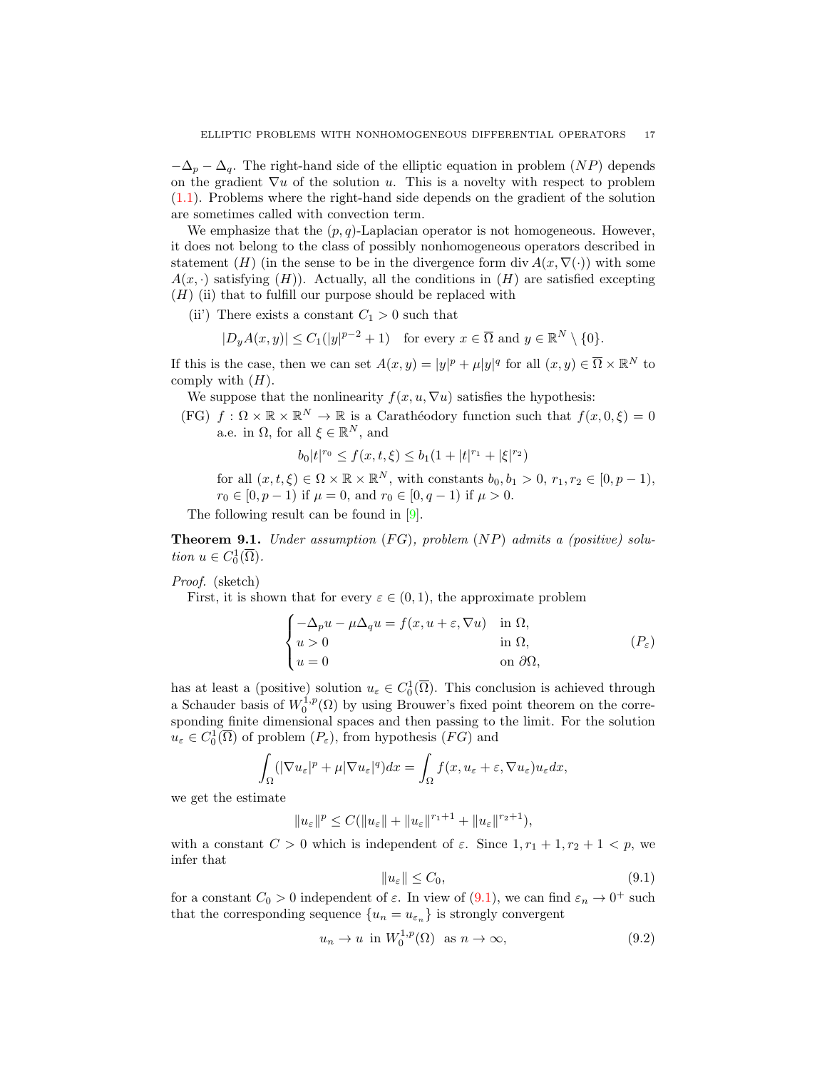$-\Delta_p - \Delta_q$. The right-hand side of the elliptic equation in problem $(NP)$ depends on the gradient $\nabla u$ of the solution $u$. This is a novelty with respect to problem (1.1). Problems where the right-hand side depends on the gradient of the solution are sometimes called with convection term.

We emphasize that the $(p,q)$-Laplacian operator is not homogeneous. However, it does not belong to the class of possibly nonhomogeneous operators described in statement $(H)$ (in the sense to be in the divergence form div $A(x, \nabla(\cdot))$ with some $A(x,\cdot)$ satisfying $(H)$). Actually, all the conditions in $(H)$ are satisfied excepting $(H)$ (ii) that to fulfill our purpose should be replaced with

(ii') There exists a constant $C_1 > 0$ such that

$$|D_y A(x,y)| \leq C_1(|y|^{p-2} + 1) \quad \text{for every } x \in \overline{\Omega} \text{ and } y \in \mathbb{R}^N \setminus \{0\}.$$

If this is the case, then we can set $A(x,y) = |y|^p + \mu|y|^q$ for all $(x,y) \in \overline{\Omega} \times \mathbb{R}^N$ to comply with $(H)$.

We suppose that the nonlinearity $f(x,u,\nabla u)$ satisfies the hypothesis:

(FG) $f : \Omega \times \mathbb{R} \times \mathbb{R}^N \to \mathbb{R}$ is a Carathéodory function such that $f(x,0,\xi) = 0$ a.e. in $\Omega$, for all $\xi \in \mathbb{R}^N$, and

$$b_0|t|^{r_0} \leq f(x,t,\xi) \leq b_1(1 + |t|^{r_1} + |\xi|^{r_2})$$

for all $(x,t,\xi) \in \Omega \times \mathbb{R} \times \mathbb{R}^N$, with constants $b_0, b_1 > 0$, $r_1, r_2 \in [0, p-1)$, $r_0 \in [0, p-1)$ if $\mu = 0$, and $r_0 \in [0, q-1)$ if $\mu > 0$.

The following result can be found in [9].

**Theorem 9.1.** *Under assumption $(FG)$, problem $(NP)$ admits a (positive) solution $u \in C_0^1(\overline{\Omega})$.*

*Proof.* (sketch)

First, it is shown that for every $\varepsilon \in (0,1)$, the approximate problem

$$\begin{cases} -\Delta_p u - \mu\Delta_q u = f(x, u + \varepsilon, \nabla u) & \text{in } \Omega, \\ u > 0 & \text{in } \Omega, \\ u = 0 & \text{on } \partial\Omega, \end{cases} \qquad (P_\varepsilon)$$

has at least a (positive) solution $u_\varepsilon \in C_0^1(\overline{\Omega})$. This conclusion is achieved through a Schauder basis of $W_0^{1,p}(\Omega)$ by using Brouwer's fixed point theorem on the corresponding finite dimensional spaces and then passing to the limit. For the solution $u_\varepsilon \in C_0^1(\overline{\Omega})$ of problem $(P_\varepsilon)$, from hypothesis $(FG)$ and

$$\int_\Omega (|\nabla u_\varepsilon|^p + \mu|\nabla u_\varepsilon|^q) dx = \int_\Omega f(x, u_\varepsilon + \varepsilon, \nabla u_\varepsilon) u_\varepsilon dx,$$

we get the estimate

$$\|u_\varepsilon\|^p \leq C(\|u_\varepsilon\| + \|u_\varepsilon\|^{r_1+1} + \|u_\varepsilon\|^{r_2+1}),$$

with a constant $C > 0$ which is independent of $\varepsilon$. Since $1, r_1 + 1, r_2 + 1 < p$, we infer that

$$\|u_\varepsilon\| \leq C_0, \qquad (9.1)$$

for a constant $C_0 > 0$ independent of $\varepsilon$. In view of (9.1), we can find $\varepsilon_n \to 0^+$ such that the corresponding sequence $\{u_n = u_{\varepsilon_n}\}$ is strongly convergent

$$u_n \to u \text{ in } W_0^{1,p}(\Omega) \text{ as } n \to \infty, \qquad (9.2)$$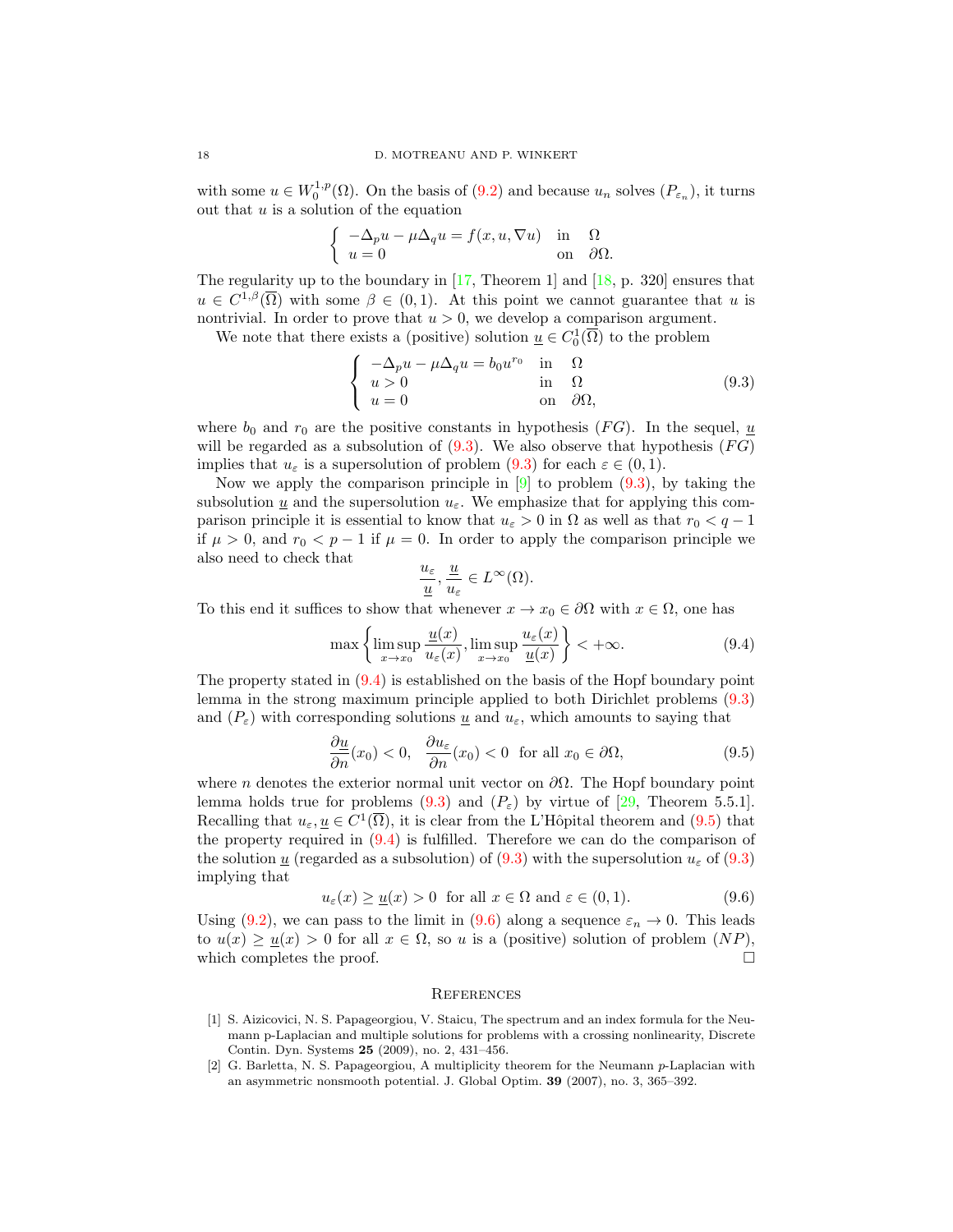with some $u \in W_0^{1,p}(\Omega)$. On the basis of (9.2) and because $u_n$ solves $(P_{\varepsilon_n})$, it turns out that $u$ is a solution of the equation

$$\begin{cases} -\Delta_p u - \mu \Delta_q u = f(x, u, \nabla u) & \text{in} \quad \Omega \\ u = 0 & \text{on} \quad \partial\Omega. \end{cases}$$

The regularity up to the boundary in [17, Theorem 1] and [18, p. 320] ensures that $u \in C^{1,\beta}(\overline{\Omega})$ with some $\beta \in (0,1)$. At this point we cannot guarantee that $u$ is nontrivial. In order to prove that $u > 0$, we develop a comparison argument.

We note that there exists a (positive) solution $\underline{u} \in C_0^1(\overline{\Omega})$ to the problem

$$\begin{cases} -\Delta_p u - \mu \Delta_q u = b_0 u^{r_0} & \text{in} \quad \Omega \\ u > 0 & \text{in} \quad \Omega \\ u = 0 & \text{on} \quad \partial\Omega, \end{cases} \tag{9.3}$$

where $b_0$ and $r_0$ are the positive constants in hypothesis $(FG)$. In the sequel, $\underline{u}$ will be regarded as a subsolution of (9.3). We also observe that hypothesis $(FG)$ implies that $u_\varepsilon$ is a supersolution of problem (9.3) for each $\varepsilon \in (0,1)$.

Now we apply the comparison principle in [9] to problem (9.3), by taking the subsolution $\underline{u}$ and the supersolution $u_\varepsilon$. We emphasize that for applying this comparison principle it is essential to know that $u_\varepsilon > 0$ in $\Omega$ as well as that $r_0 < q - 1$ if $\mu > 0$, and $r_0 < p - 1$ if $\mu = 0$. In order to apply the comparison principle we also need to check that

$$\frac{u_\varepsilon}{\underline{u}}, \frac{\underline{u}}{u_\varepsilon} \in L^\infty(\Omega).$$

To this end it suffices to show that whenever $x \to x_0 \in \partial\Omega$ with $x \in \Omega$, one has

$$\max \left\{ \limsup_{x \to x_0} \frac{\underline{u}(x)}{u_\varepsilon(x)}, \limsup_{x \to x_0} \frac{u_\varepsilon(x)}{\underline{u}(x)} \right\} < +\infty. \tag{9.4}$$

The property stated in (9.4) is established on the basis of the Hopf boundary point lemma in the strong maximum principle applied to both Dirichlet problems (9.3) and $(P_\varepsilon)$ with corresponding solutions $\underline{u}$ and $u_\varepsilon$, which amounts to saying that

$$\frac{\partial \underline{u}}{\partial n}(x_0) < 0, \quad \frac{\partial u_\varepsilon}{\partial n}(x_0) < 0 \quad \text{for all } x_0 \in \partial\Omega, \tag{9.5}$$

where $n$ denotes the exterior normal unit vector on $\partial\Omega$. The Hopf boundary point lemma holds true for problems (9.3) and $(P_\varepsilon)$ by virtue of [29, Theorem 5.5.1]. Recalling that $u_\varepsilon, \underline{u} \in C^1(\overline{\Omega})$, it is clear from the L'Hôpital theorem and (9.5) that the property required in (9.4) is fulfilled. Therefore we can do the comparison of the solution $\underline{u}$ (regarded as a subsolution) of (9.3) with the supersolution $u_\varepsilon$ of (9.3) implying that

$$u_\varepsilon(x) \geq \underline{u}(x) > 0 \quad \text{for all } x \in \Omega \text{ and } \varepsilon \in (0,1). \tag{9.6}$$

Using (9.2), we can pass to the limit in (9.6) along a sequence $\varepsilon_n \to 0$. This leads to $u(x) \geq \underline{u}(x) > 0$ for all $x \in \Omega$, so $u$ is a (positive) solution of problem $(NP)$, which completes the proof. $\square$

## References

[1] S. Aizicovici, N. S. Papageorgiou, V. Staicu, The spectrum and an index formula for the Neumann p-Laplacian and multiple solutions for problems with a crossing nonlinearity, Discrete Contin. Dyn. Systems **25** (2009), no. 2, 431–456.

[2] G. Barletta, N. S. Papageorgiou, A multiplicity theorem for the Neumann $p$-Laplacian with an asymmetric nonsmooth potential. J. Global Optim. **39** (2007), no. 3, 365–392.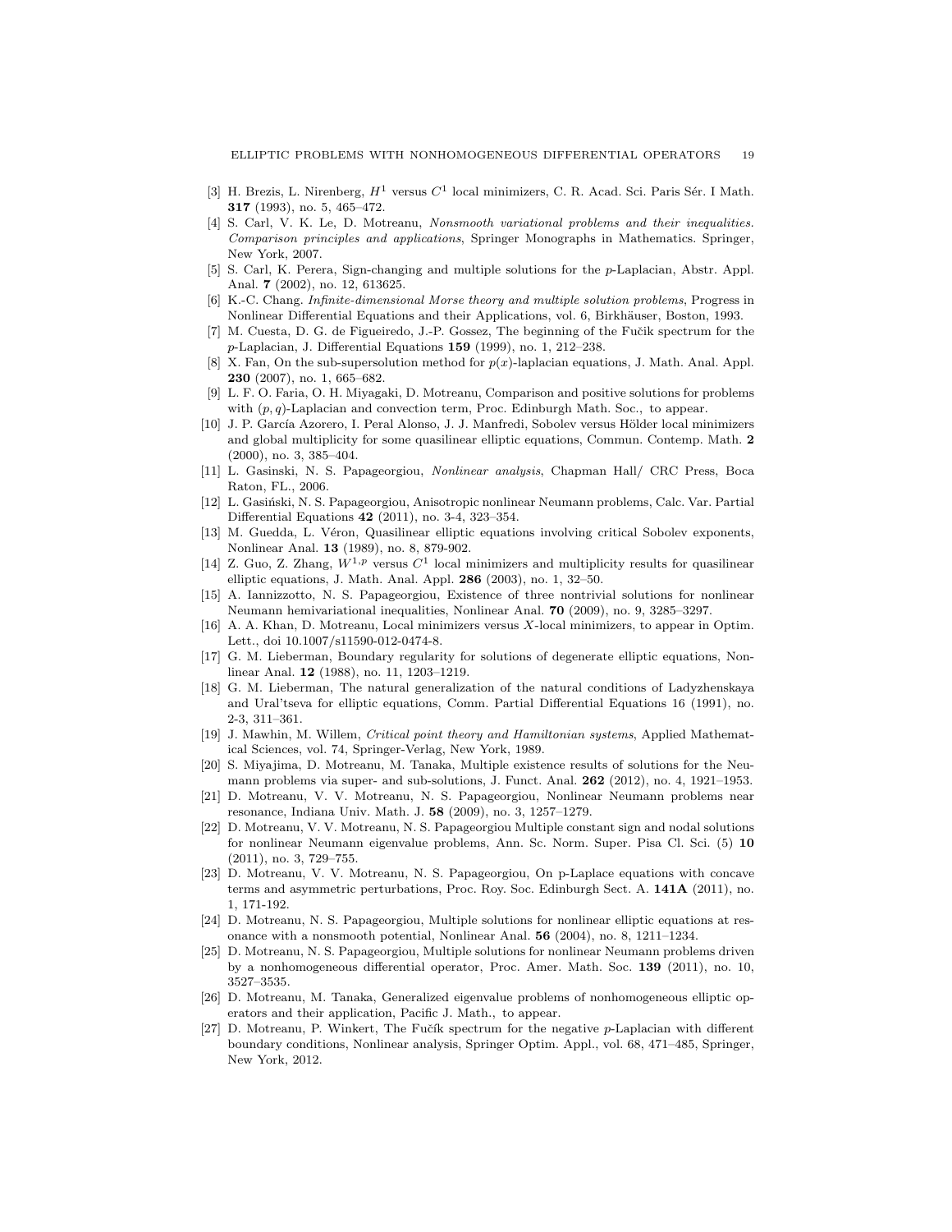[3] H. Brezis, L. Nirenberg, $H^1$ versus $C^1$ local minimizers, C. R. Acad. Sci. Paris Sér. I Math. **317** (1993), no. 5, 465–472.

[4] S. Carl, V. K. Le, D. Motreanu, *Nonsmooth variational problems and their inequalities. Comparison principles and applications*, Springer Monographs in Mathematics. Springer, New York, 2007.

[5] S. Carl, K. Perera, Sign-changing and multiple solutions for the $p$-Laplacian, Abstr. Appl. Anal. **7** (2002), no. 12, 613625.

[6] K.-C. Chang. *Infinite-dimensional Morse theory and multiple solution problems*, Progress in Nonlinear Differential Equations and their Applications, vol. 6, Birkhäuser, Boston, 1993.

[7] M. Cuesta, D. G. de Figueiredo, J.-P. Gossez, The beginning of the Fučik spectrum for the $p$-Laplacian, J. Differential Equations **159** (1999), no. 1, 212–238.

[8] X. Fan, On the sub-supersolution method for $p(x)$-laplacian equations, J. Math. Anal. Appl. **230** (2007), no. 1, 665–682.

[9] L. F. O. Faria, O. H. Miyagaki, D. Motreanu, Comparison and positive solutions for problems with $(p, q)$-Laplacian and convection term, Proc. Edinburgh Math. Soc., to appear.

[10] J. P. García Azorero, I. Peral Alonso, J. J. Manfredi, Sobolev versus Hölder local minimizers and global multiplicity for some quasilinear elliptic equations, Commun. Contemp. Math. **2** (2000), no. 3, 385–404.

[11] L. Gasinski, N. S. Papageorgiou, *Nonlinear analysis*, Chapman Hall/ CRC Press, Boca Raton, FL., 2006.

[12] L. Gasiński, N. S. Papageorgiou, Anisotropic nonlinear Neumann problems, Calc. Var. Partial Differential Equations **42** (2011), no. 3-4, 323–354.

[13] M. Guedda, L. Véron, Quasilinear elliptic equations involving critical Sobolev exponents, Nonlinear Anal. **13** (1989), no. 8, 879-902.

[14] Z. Guo, Z. Zhang, $W^{1,p}$ versus $C^1$ local minimizers and multiplicity results for quasilinear elliptic equations, J. Math. Anal. Appl. **286** (2003), no. 1, 32–50.

[15] A. Iannizzotto, N. S. Papageorgiou, Existence of three nontrivial solutions for nonlinear Neumann hemivariational inequalities, Nonlinear Anal. **70** (2009), no. 9, 3285–3297.

[16] A. A. Khan, D. Motreanu, Local minimizers versus $X$-local minimizers, to appear in Optim. Lett., doi 10.1007/s11590-012-0474-8.

[17] G. M. Lieberman, Boundary regularity for solutions of degenerate elliptic equations, Nonlinear Anal. **12** (1988), no. 11, 1203–1219.

[18] G. M. Lieberman, The natural generalization of the natural conditions of Ladyzhenskaya and Ural'tseva for elliptic equations, Comm. Partial Differential Equations 16 (1991), no. 2-3, 311–361.

[19] J. Mawhin, M. Willem, *Critical point theory and Hamiltonian systems*, Applied Mathematical Sciences, vol. 74, Springer-Verlag, New York, 1989.

[20] S. Miyajima, D. Motreanu, M. Tanaka, Multiple existence results of solutions for the Neumann problems via super- and sub-solutions, J. Funct. Anal. **262** (2012), no. 4, 1921–1953.

[21] D. Motreanu, V. V. Motreanu, N. S. Papageorgiou, Nonlinear Neumann problems near resonance, Indiana Univ. Math. J. **58** (2009), no. 3, 1257–1279.

[22] D. Motreanu, V. V. Motreanu, N. S. Papageorgiou Multiple constant sign and nodal solutions for nonlinear Neumann eigenvalue problems, Ann. Sc. Norm. Super. Pisa Cl. Sci. (5) **10** (2011), no. 3, 729–755.

[23] D. Motreanu, V. V. Motreanu, N. S. Papageorgiou, On p-Laplace equations with concave terms and asymmetric perturbations, Proc. Roy. Soc. Edinburgh Sect. A. **141A** (2011), no. 1, 171-192.

[24] D. Motreanu, N. S. Papageorgiou, Multiple solutions for nonlinear elliptic equations at resonance with a nonsmooth potential, Nonlinear Anal. **56** (2004), no. 8, 1211–1234.

[25] D. Motreanu, N. S. Papageorgiou, Multiple solutions for nonlinear Neumann problems driven by a nonhomogeneous differential operator, Proc. Amer. Math. Soc. **139** (2011), no. 10, 3527–3535.

[26] D. Motreanu, M. Tanaka, Generalized eigenvalue problems of nonhomogeneous elliptic operators and their application, Pacific J. Math., to appear.

[27] D. Motreanu, P. Winkert, The Fučík spectrum for the negative $p$-Laplacian with different boundary conditions, Nonlinear analysis, Springer Optim. Appl., vol. 68, 471–485, Springer, New York, 2012.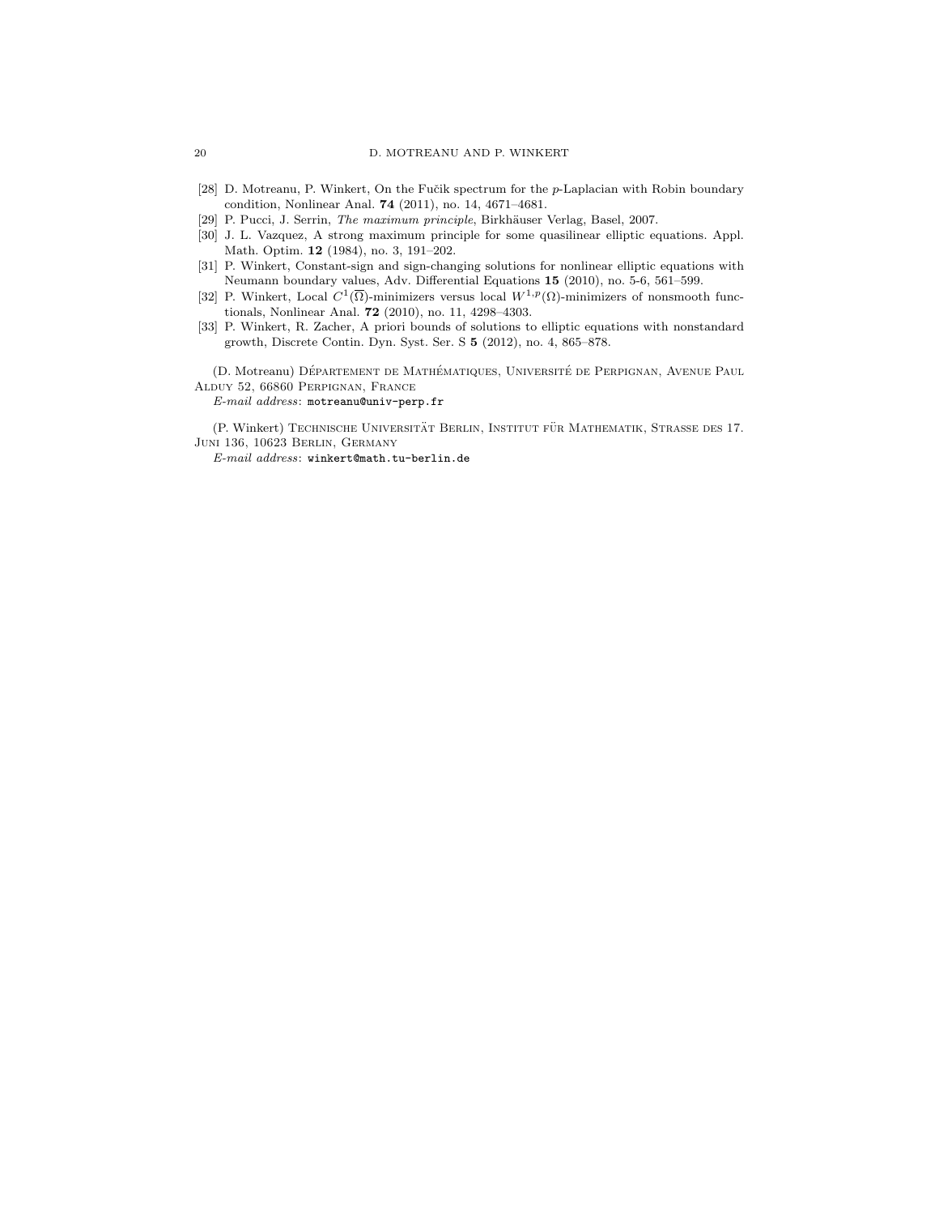[28] D. Motreanu, P. Winkert, On the Fučik spectrum for the $p$-Laplacian with Robin boundary condition, Nonlinear Anal. **74** (2011), no. 14, 4671–4681.

[29] P. Pucci, J. Serrin, *The maximum principle*, Birkhäuser Verlag, Basel, 2007.

[30] J. L. Vazquez, A strong maximum principle for some quasilinear elliptic equations. Appl. Math. Optim. **12** (1984), no. 3, 191–202.

[31] P. Winkert, Constant-sign and sign-changing solutions for nonlinear elliptic equations with Neumann boundary values, Adv. Differential Equations **15** (2010), no. 5-6, 561–599.

[32] P. Winkert, Local $C^1(\overline{\Omega})$-minimizers versus local $W^{1,p}(\Omega)$-minimizers of nonsmooth functionals, Nonlinear Anal. **72** (2010), no. 11, 4298–4303.

[33] P. Winkert, R. Zacher, A priori bounds of solutions to elliptic equations with nonstandard growth, Discrete Contin. Dyn. Syst. Ser. S **5** (2012), no. 4, 865–878.

(D. Motreanu) Département de Mathématiques, Université de Perpignan, Avenue Paul Alduy 52, 66860 Perpignan, France

*E-mail address*: motreanu@univ-perp.fr

(P. Winkert) Technische Universität Berlin, Institut für Mathematik, Strasse des 17. Juni 136, 10623 Berlin, Germany

*E-mail address*: winkert@math.tu-berlin.de